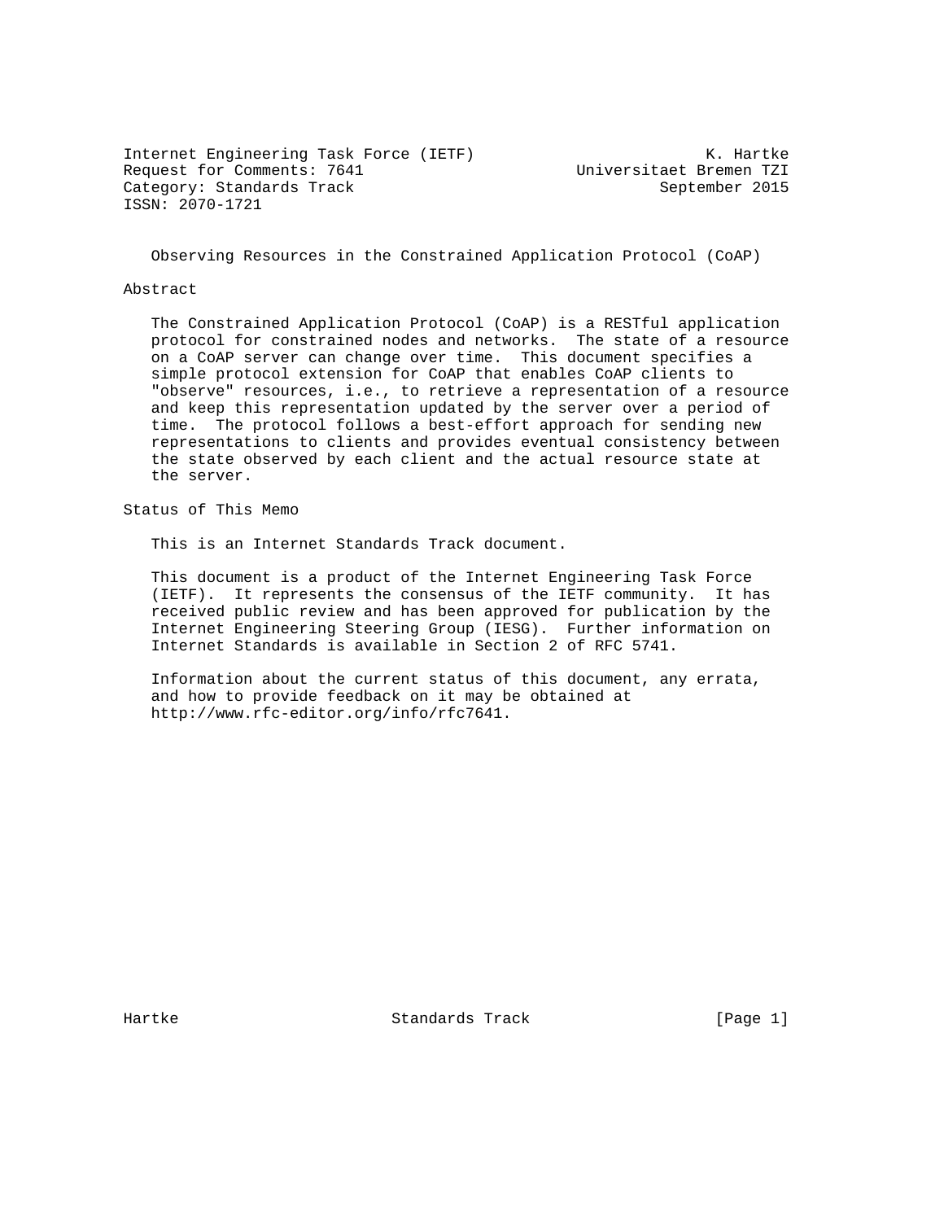Internet Engineering Task Force (IETF) K. Hartke
Request for Comments: 7641 Universitaet Bremen TZI
Category: Standards Track September 2015
ISSN: 2070-1721

# Observing Resources in the Constrained Application Protocol (CoAP)

## Abstract

The Constrained Application Protocol (CoAP) is a RESTful application protocol for constrained nodes and networks. The state of a resource on a CoAP server can change over time. This document specifies a simple protocol extension for CoAP that enables CoAP clients to "observe" resources, i.e., to retrieve a representation of a resource and keep this representation updated by the server over a period of time. The protocol follows a best-effort approach for sending new representations to clients and provides eventual consistency between the state observed by each client and the actual resource state at the server.

## Status of This Memo

This is an Internet Standards Track document.

This document is a product of the Internet Engineering Task Force (IETF). It represents the consensus of the IETF community. It has received public review and has been approved for publication by the Internet Engineering Steering Group (IESG). Further information on Internet Standards is available in Section 2 of RFC 5741.

Information about the current status of this document, any errata, and how to provide feedback on it may be obtained at http://www.rfc-editor.org/info/rfc7641.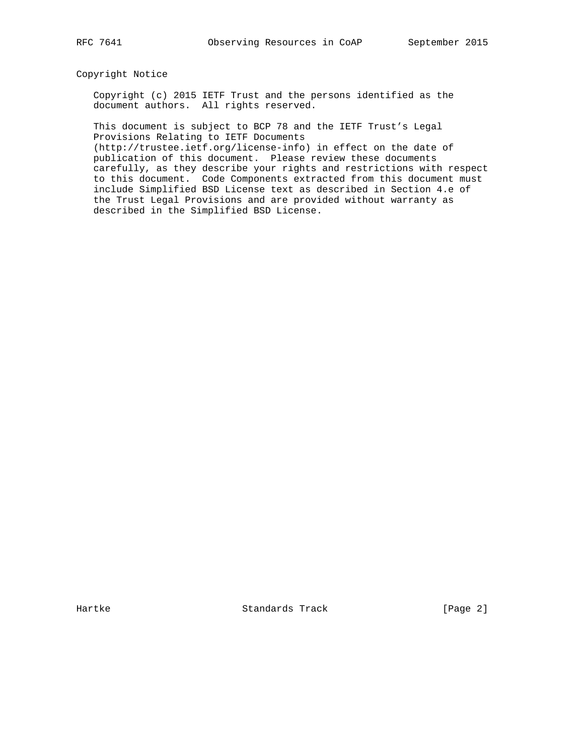## Copyright Notice

Copyright (c) 2015 IETF Trust and the persons identified as the document authors. All rights reserved.

This document is subject to BCP 78 and the IETF Trust's Legal Provisions Relating to IETF Documents (http://trustee.ietf.org/license-info) in effect on the date of publication of this document. Please review these documents carefully, as they describe your rights and restrictions with respect to this document. Code Components extracted from this document must include Simplified BSD License text as described in Section 4.e of the Trust Legal Provisions and are provided without warranty as described in the Simplified BSD License.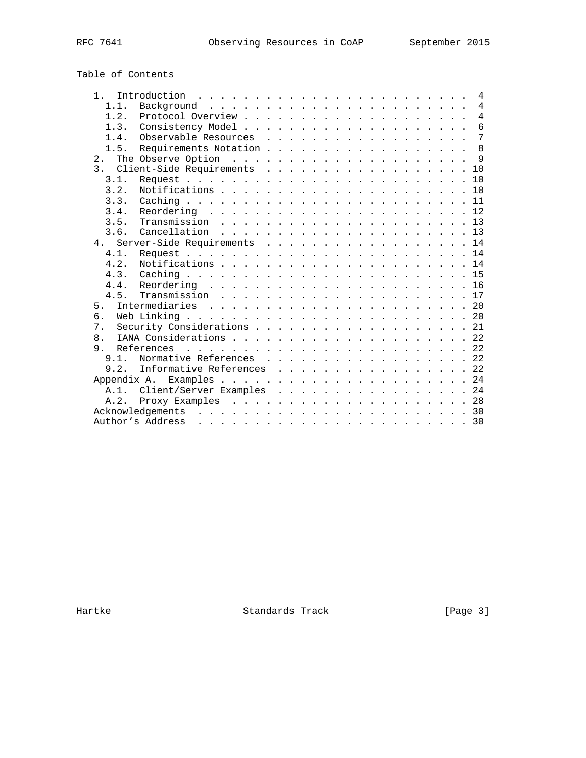## Table of Contents

```
   1.  Introduction . . . . . . . . . . . . . . . . . . . . . . . .   4
     1.1.  Background . . . . . . . . . . . . . . . . . . . . . . .   4
     1.2.  Protocol Overview  . . . . . . . . . . . . . . . . . . .   4
     1.3.  Consistency Model  . . . . . . . . . . . . . . . . . . .   6
     1.4.  Observable Resources . . . . . . . . . . . . . . . . . .   7
     1.5.  Requirements Notation  . . . . . . . . . . . . . . . . .   8
   2.  The Observe Option . . . . . . . . . . . . . . . . . . . . .   9
   3.  Client-Side Requirements . . . . . . . . . . . . . . . . . .  10
     3.1.  Request  . . . . . . . . . . . . . . . . . . . . . . . .  10
     3.2.  Notifications  . . . . . . . . . . . . . . . . . . . . .  10
     3.3.  Caching  . . . . . . . . . . . . . . . . . . . . . . . .  11
     3.4.  Reordering . . . . . . . . . . . . . . . . . . . . . . .  12
     3.5.  Transmission . . . . . . . . . . . . . . . . . . . . . .  13
     3.6.  Cancellation . . . . . . . . . . . . . . . . . . . . . .  13
   4.  Server-Side Requirements . . . . . . . . . . . . . . . . . .  14
     4.1.  Request  . . . . . . . . . . . . . . . . . . . . . . . .  14
     4.2.  Notifications  . . . . . . . . . . . . . . . . . . . . .  14
     4.3.  Caching  . . . . . . . . . . . . . . . . . . . . . . . .  15
     4.4.  Reordering . . . . . . . . . . . . . . . . . . . . . . .  16
     4.5.  Transmission . . . . . . . . . . . . . . . . . . . . . .  17
   5.  Intermediaries . . . . . . . . . . . . . . . . . . . . . . .  20
   6.  Web Linking  . . . . . . . . . . . . . . . . . . . . . . . .  20
   7.  Security Considerations  . . . . . . . . . . . . . . . . . .  21
   8.  IANA Considerations  . . . . . . . . . . . . . . . . . . . .  22
   9.  References . . . . . . . . . . . . . . . . . . . . . . . . .  22
     9.1.  Normative References . . . . . . . . . . . . . . . . . .  22
     9.2.  Informative References . . . . . . . . . . . . . . . . .  22
   Appendix A.  Examples  . . . . . . . . . . . . . . . . . . . . .  24
     A.1.  Client/Server Examples . . . . . . . . . . . . . . . . .  24
     A.2.  Proxy Examples . . . . . . . . . . . . . . . . . . . . .  28
   Acknowledgements . . . . . . . . . . . . . . . . . . . . . . . .  30
   Author's Address . . . . . . . . . . . . . . . . . . . . . . . .  30
```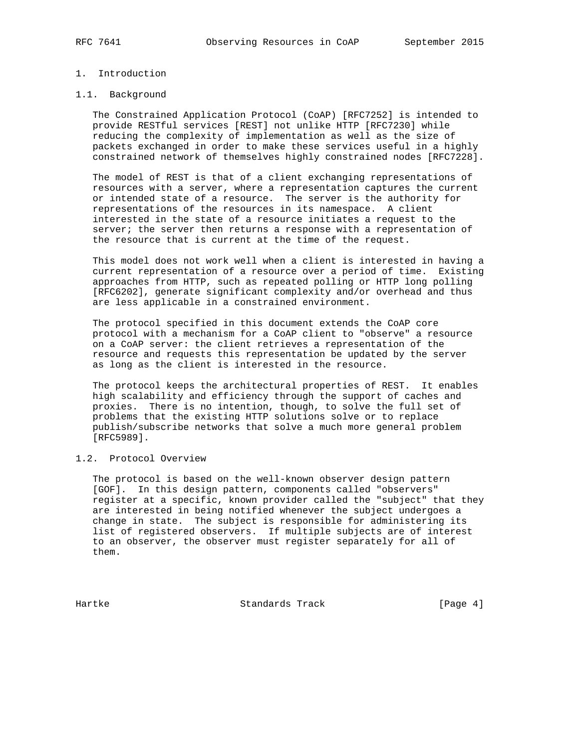# 1. Introduction

## 1.1. Background

The Constrained Application Protocol (CoAP) [RFC7252] is intended to provide RESTful services [REST] not unlike HTTP [RFC7230] while reducing the complexity of implementation as well as the size of packets exchanged in order to make these services useful in a highly constrained network of themselves highly constrained nodes [RFC7228].

The model of REST is that of a client exchanging representations of resources with a server, where a representation captures the current or intended state of a resource. The server is the authority for representations of the resources in its namespace. A client interested in the state of a resource initiates a request to the server; the server then returns a response with a representation of the resource that is current at the time of the request.

This model does not work well when a client is interested in having a current representation of a resource over a period of time. Existing approaches from HTTP, such as repeated polling or HTTP long polling [RFC6202], generate significant complexity and/or overhead and thus are less applicable in a constrained environment.

The protocol specified in this document extends the CoAP core protocol with a mechanism for a CoAP client to "observe" a resource on a CoAP server: the client retrieves a representation of the resource and requests this representation be updated by the server as long as the client is interested in the resource.

The protocol keeps the architectural properties of REST. It enables high scalability and efficiency through the support of caches and proxies. There is no intention, though, to solve the full set of problems that the existing HTTP solutions solve or to replace publish/subscribe networks that solve a much more general problem [RFC5989].

## 1.2. Protocol Overview

The protocol is based on the well-known observer design pattern [GOF]. In this design pattern, components called "observers" register at a specific, known provider called the "subject" that they are interested in being notified whenever the subject undergoes a change in state. The subject is responsible for administering its list of registered observers. If multiple subjects are of interest to an observer, the observer must register separately for all of them.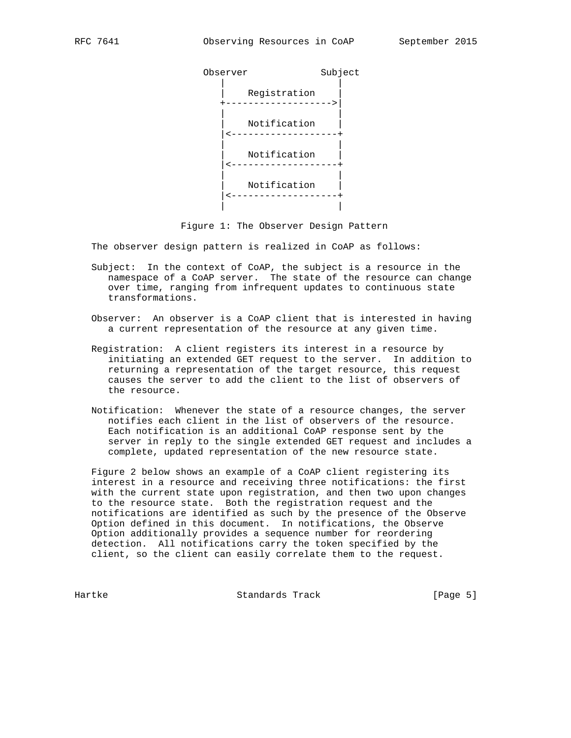```
  Observer            Subject
     |                   |
     |   Registration    |
     +------------------>|
     |                   |
     |   Notification    |
     |<------------------+
     |                   |
     |   Notification    |
     |<------------------+
     |                   |
     |   Notification    |
     |<------------------+
     |                   |
```

Figure 1: The Observer Design Pattern

The observer design pattern is realized in CoAP as follows:

Subject: In the context of CoAP, the subject is a resource in the namespace of a CoAP server. The state of the resource can change over time, ranging from infrequent updates to continuous state transformations.

Observer: An observer is a CoAP client that is interested in having a current representation of the resource at any given time.

Registration: A client registers its interest in a resource by initiating an extended GET request to the server. In addition to returning a representation of the target resource, this request causes the server to add the client to the list of observers of the resource.

Notification: Whenever the state of a resource changes, the server notifies each client in the list of observers of the resource. Each notification is an additional CoAP response sent by the server in reply to the single extended GET request and includes a complete, updated representation of the new resource state.

Figure 2 below shows an example of a CoAP client registering its interest in a resource and receiving three notifications: the first with the current state upon registration, and then two upon changes to the resource state. Both the registration request and the notifications are identified as such by the presence of the Observe Option defined in this document. In notifications, the Observe Option additionally provides a sequence number for reordering detection. All notifications carry the token specified by the client, so the client can easily correlate them to the request.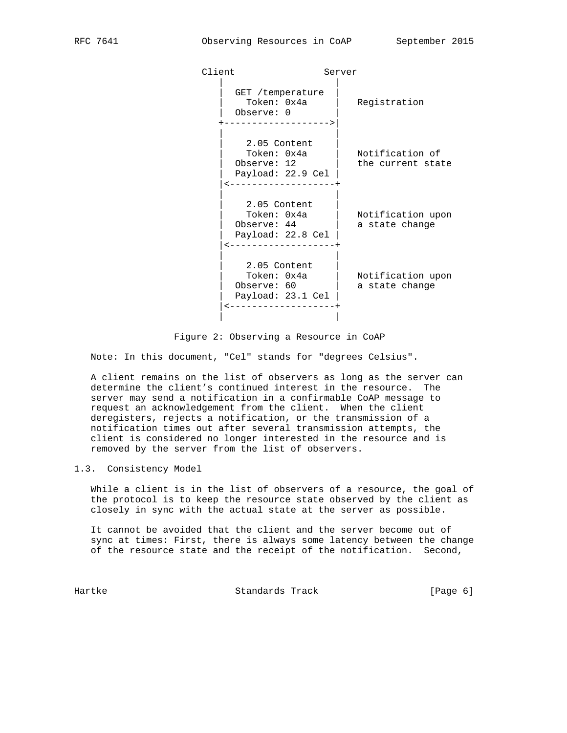```
Client                Server
   |                     |
   |  GET /temperature   |
   |    Token: 0x4a      |   Registration
   |  Observe: 0         |
   +-------------------->|
   |                     |
   |    2.05 Content     |
   |    Token: 0x4a      |   Notification of
   |  Observe: 12        |   the current state
   |  Payload: 22.9 Cel  |
   |<--------------------+
   |                     |
   |    2.05 Content     |
   |    Token: 0x4a      |   Notification upon
   |  Observe: 44        |   a state change
   |  Payload: 22.8 Cel  |
   |<--------------------+
   |                     |
   |    2.05 Content     |
   |    Token: 0x4a      |   Notification upon
   |  Observe: 60        |   a state change
   |  Payload: 23.1 Cel  |
   |<--------------------+
   |                     |
```

Figure 2: Observing a Resource in CoAP

Note: In this document, "Cel" stands for "degrees Celsius".

A client remains on the list of observers as long as the server can determine the client's continued interest in the resource. The server may send a notification in a confirmable CoAP message to request an acknowledgement from the client. When the client deregisters, rejects a notification, or the transmission of a notification times out after several transmission attempts, the client is considered no longer interested in the resource and is removed by the server from the list of observers.

## 1.3. Consistency Model

While a client is in the list of observers of a resource, the goal of the protocol is to keep the resource state observed by the client as closely in sync with the actual state at the server as possible.

It cannot be avoided that the client and the server become out of sync at times: First, there is always some latency between the change of the resource state and the receipt of the notification. Second,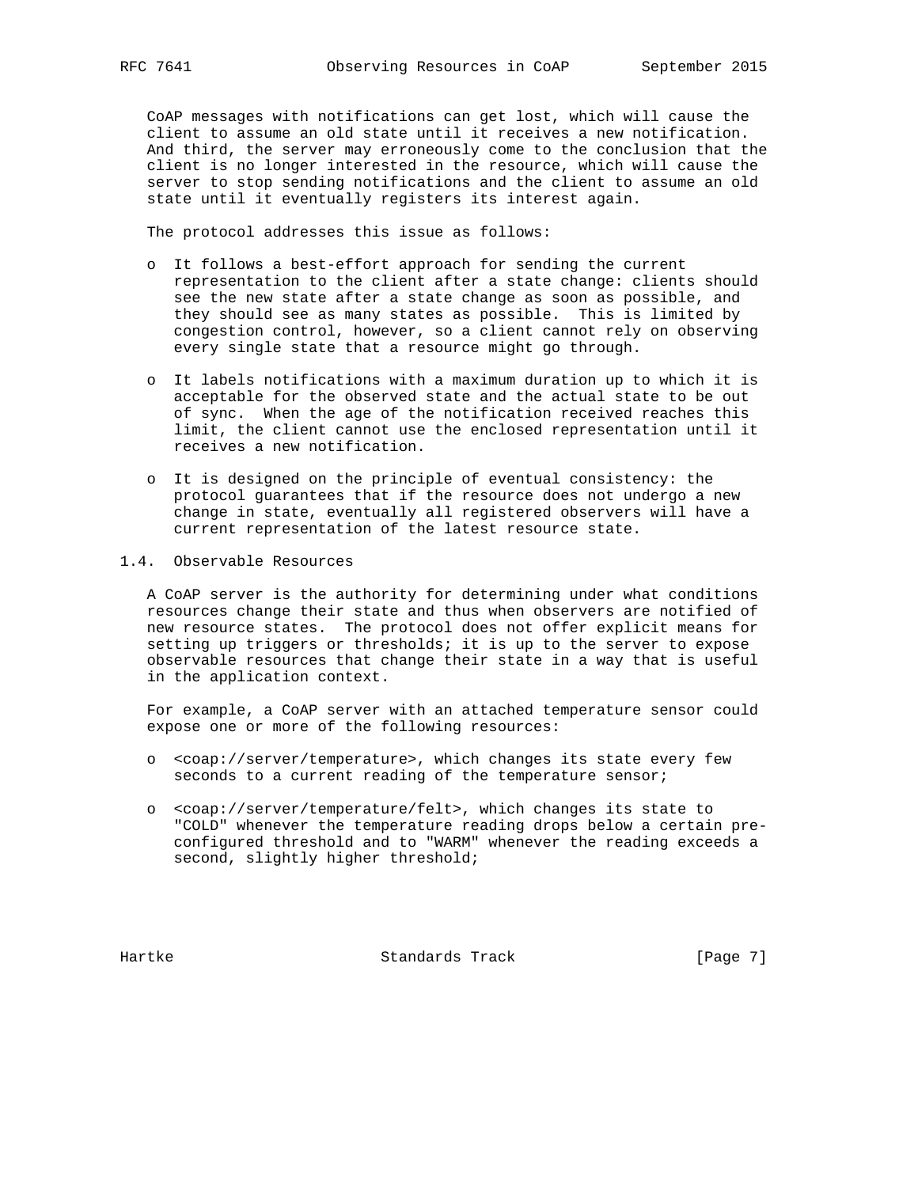CoAP messages with notifications can get lost, which will cause the client to assume an old state until it receives a new notification. And third, the server may erroneously come to the conclusion that the client is no longer interested in the resource, which will cause the server to stop sending notifications and the client to assume an old state until it eventually registers its interest again.

The protocol addresses this issue as follows:

- It follows a best-effort approach for sending the current representation to the client after a state change: clients should see the new state after a state change as soon as possible, and they should see as many states as possible. This is limited by congestion control, however, so a client cannot rely on observing every single state that a resource might go through.

- It labels notifications with a maximum duration up to which it is acceptable for the observed state and the actual state to be out of sync. When the age of the notification received reaches this limit, the client cannot use the enclosed representation until it receives a new notification.

- It is designed on the principle of eventual consistency: the protocol guarantees that if the resource does not undergo a new change in state, eventually all registered observers will have a current representation of the latest resource state.

## 1.4. Observable Resources

A CoAP server is the authority for determining under what conditions resources change their state and thus when observers are notified of new resource states. The protocol does not offer explicit means for setting up triggers or thresholds; it is up to the server to expose observable resources that change their state in a way that is useful in the application context.

For example, a CoAP server with an attached temperature sensor could expose one or more of the following resources:

- <coap://server/temperature>, which changes its state every few seconds to a current reading of the temperature sensor;

- <coap://server/temperature/felt>, which changes its state to "COLD" whenever the temperature reading drops below a certain pre-configured threshold and to "WARM" whenever the reading exceeds a second, slightly higher threshold;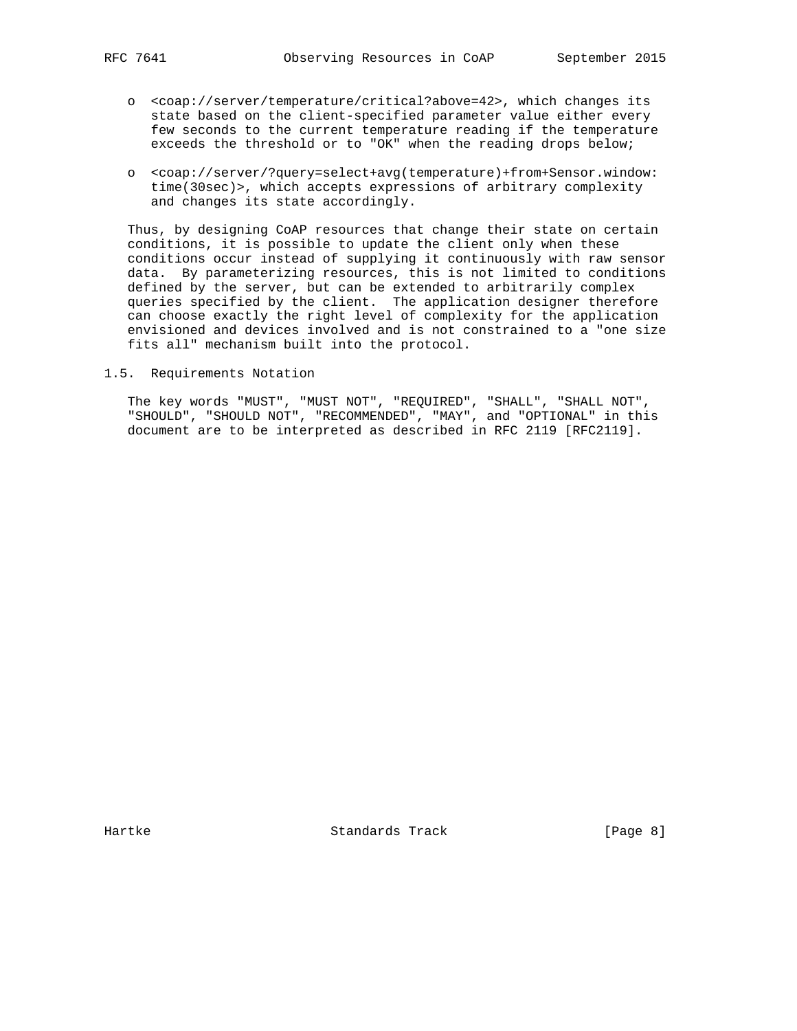- <coap://server/temperature/critical?above=42>, which changes its state based on the client-specified parameter value either every few seconds to the current temperature reading if the temperature exceeds the threshold or to "OK" when the reading drops below;

- <coap://server/?query=select+avg(temperature)+from+Sensor.window:time(30sec)>, which accepts expressions of arbitrary complexity and changes its state accordingly.

Thus, by designing CoAP resources that change their state on certain conditions, it is possible to update the client only when these conditions occur instead of supplying it continuously with raw sensor data. By parameterizing resources, this is not limited to conditions defined by the server, but can be extended to arbitrarily complex queries specified by the client. The application designer therefore can choose exactly the right level of complexity for the application envisioned and devices involved and is not constrained to a "one size fits all" mechanism built into the protocol.

### 1.5. Requirements Notation

The key words "MUST", "MUST NOT", "REQUIRED", "SHALL", "SHALL NOT", "SHOULD", "SHOULD NOT", "RECOMMENDED", "MAY", and "OPTIONAL" in this document are to be interpreted as described in RFC 2119 [RFC2119].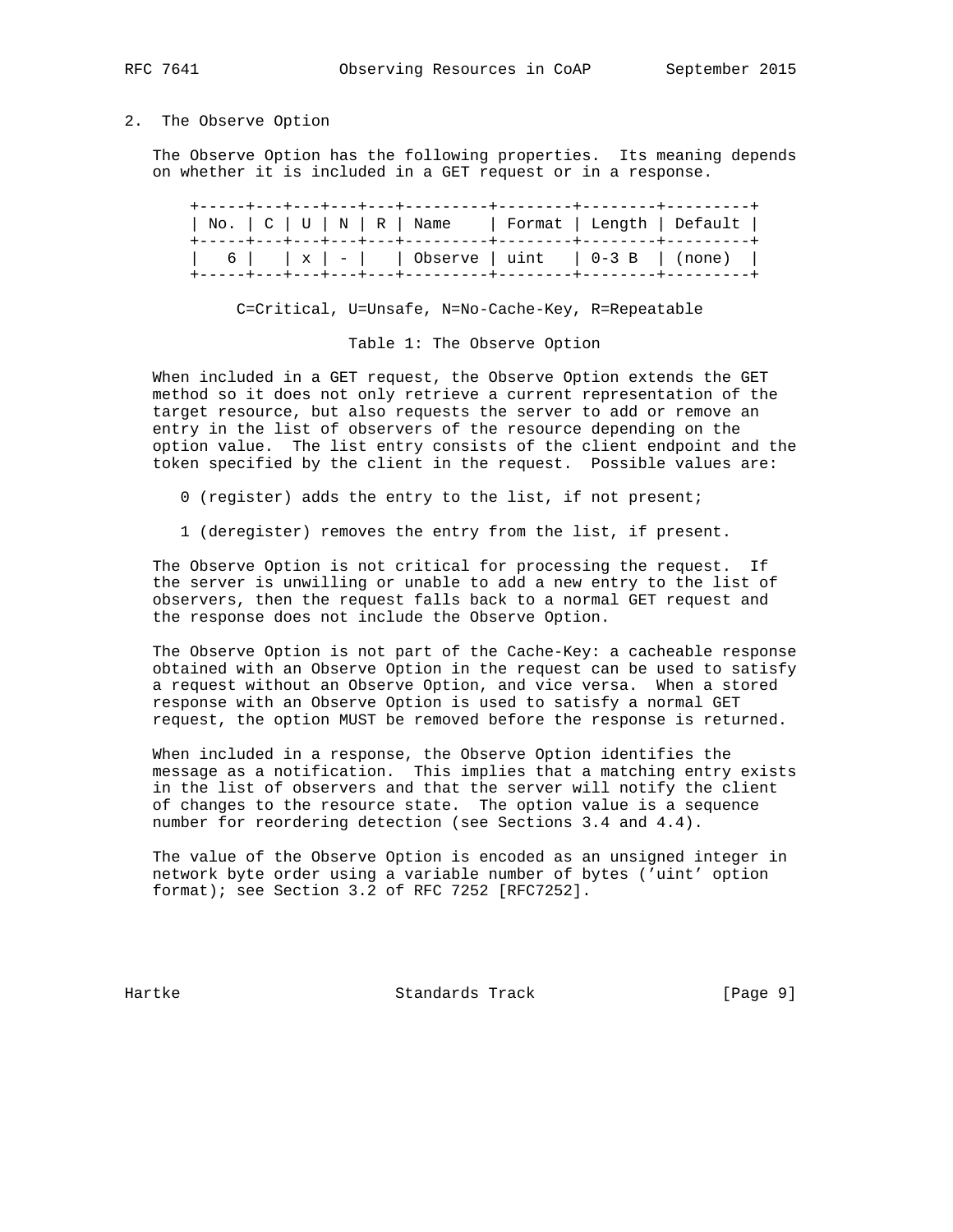## 2. The Observe Option

The Observe Option has the following properties. Its meaning depends on whether it is included in a GET request or in a response.

| No. | C | U | N | R | Name | Format | Length | Default |
|---|---|---|---|---|---|---|---|---|
| 6 | | x | - | | Observe | uint | 0-3 B | (none) |

C=Critical, U=Unsafe, N=No-Cache-Key, R=Repeatable

Table 1: The Observe Option

When included in a GET request, the Observe Option extends the GET method so it does not only retrieve a current representation of the target resource, but also requests the server to add or remove an entry in the list of observers of the resource depending on the option value. The list entry consists of the client endpoint and the token specified by the client in the request. Possible values are:

0 (register) adds the entry to the list, if not present;

1 (deregister) removes the entry from the list, if present.

The Observe Option is not critical for processing the request. If the server is unwilling or unable to add a new entry to the list of observers, then the request falls back to a normal GET request and the response does not include the Observe Option.

The Observe Option is not part of the Cache-Key: a cacheable response obtained with an Observe Option in the request can be used to satisfy a request without an Observe Option, and vice versa. When a stored response with an Observe Option is used to satisfy a normal GET request, the option MUST be removed before the response is returned.

When included in a response, the Observe Option identifies the message as a notification. This implies that a matching entry exists in the list of observers and that the server will notify the client of changes to the resource state. The option value is a sequence number for reordering detection (see Sections 3.4 and 4.4).

The value of the Observe Option is encoded as an unsigned integer in network byte order using a variable number of bytes ('uint' option format); see Section 3.2 of RFC 7252 [RFC7252].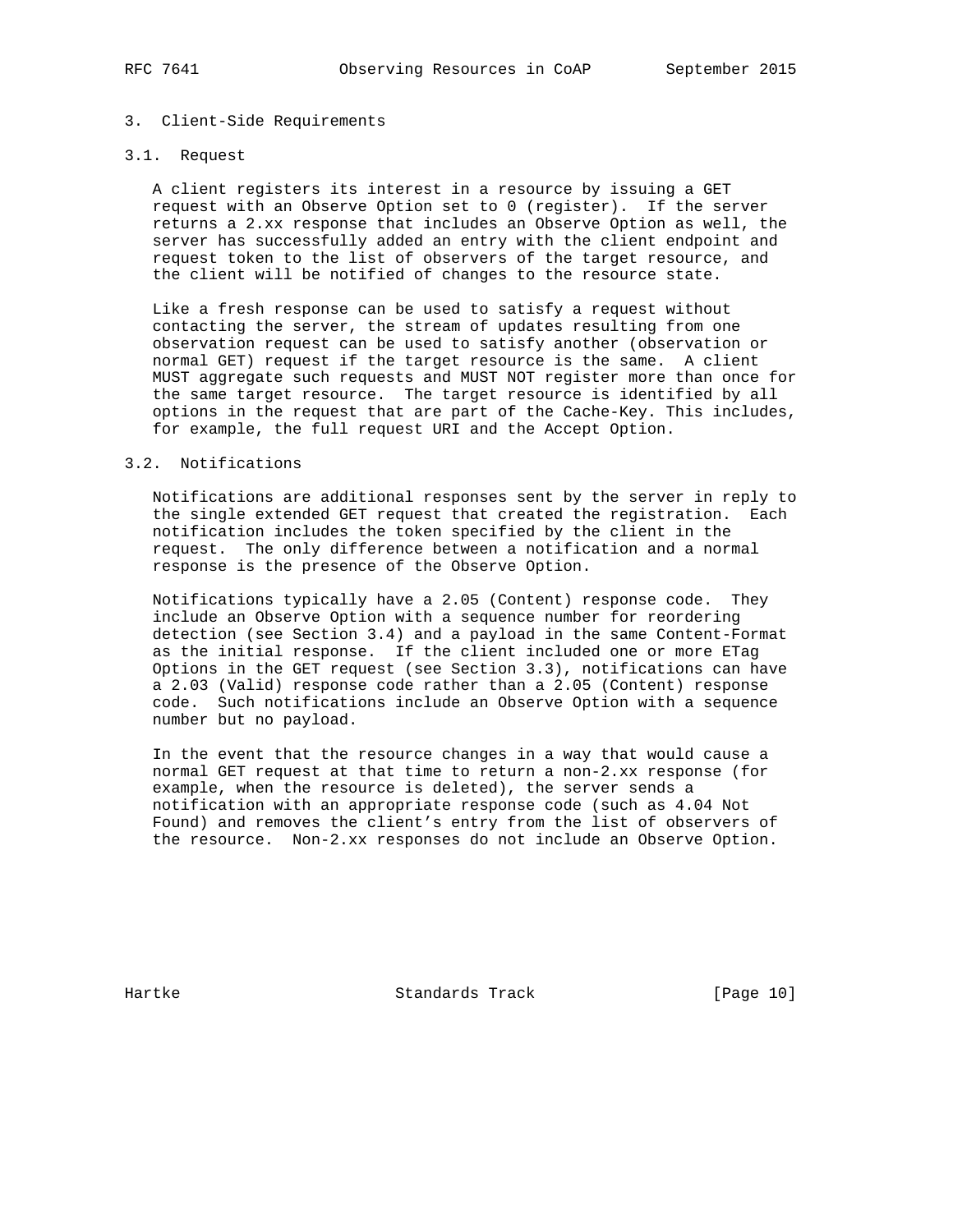# 3. Client-Side Requirements

## 3.1. Request

A client registers its interest in a resource by issuing a GET request with an Observe Option set to 0 (register). If the server returns a 2.xx response that includes an Observe Option as well, the server has successfully added an entry with the client endpoint and request token to the list of observers of the target resource, and the client will be notified of changes to the resource state.

Like a fresh response can be used to satisfy a request without contacting the server, the stream of updates resulting from one observation request can be used to satisfy another (observation or normal GET) request if the target resource is the same. A client MUST aggregate such requests and MUST NOT register more than once for the same target resource. The target resource is identified by all options in the request that are part of the Cache-Key. This includes, for example, the full request URI and the Accept Option.

## 3.2. Notifications

Notifications are additional responses sent by the server in reply to the single extended GET request that created the registration. Each notification includes the token specified by the client in the request. The only difference between a notification and a normal response is the presence of the Observe Option.

Notifications typically have a 2.05 (Content) response code. They include an Observe Option with a sequence number for reordering detection (see Section 3.4) and a payload in the same Content-Format as the initial response. If the client included one or more ETag Options in the GET request (see Section 3.3), notifications can have a 2.03 (Valid) response code rather than a 2.05 (Content) response code. Such notifications include an Observe Option with a sequence number but no payload.

In the event that the resource changes in a way that would cause a normal GET request at that time to return a non-2.xx response (for example, when the resource is deleted), the server sends a notification with an appropriate response code (such as 4.04 Not Found) and removes the client's entry from the list of observers of the resource. Non-2.xx responses do not include an Observe Option.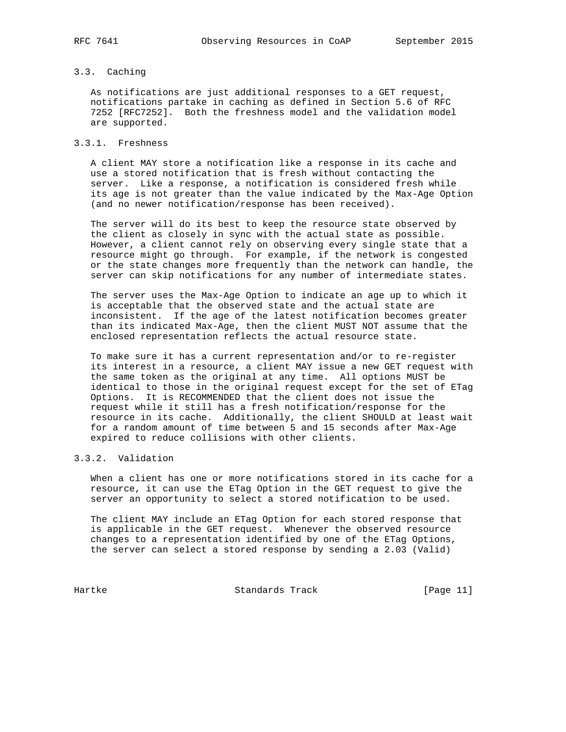### 3.3. Caching

As notifications are just additional responses to a GET request, notifications partake in caching as defined in Section 5.6 of RFC 7252 [RFC7252]. Both the freshness model and the validation model are supported.

#### 3.3.1. Freshness

A client MAY store a notification like a response in its cache and use a stored notification that is fresh without contacting the server. Like a response, a notification is considered fresh while its age is not greater than the value indicated by the Max-Age Option (and no newer notification/response has been received).

The server will do its best to keep the resource state observed by the client as closely in sync with the actual state as possible. However, a client cannot rely on observing every single state that a resource might go through. For example, if the network is congested or the state changes more frequently than the network can handle, the server can skip notifications for any number of intermediate states.

The server uses the Max-Age Option to indicate an age up to which it is acceptable that the observed state and the actual state are inconsistent. If the age of the latest notification becomes greater than its indicated Max-Age, then the client MUST NOT assume that the enclosed representation reflects the actual resource state.

To make sure it has a current representation and/or to re-register its interest in a resource, a client MAY issue a new GET request with the same token as the original at any time. All options MUST be identical to those in the original request except for the set of ETag Options. It is RECOMMENDED that the client does not issue the request while it still has a fresh notification/response for the resource in its cache. Additionally, the client SHOULD at least wait for a random amount of time between 5 and 15 seconds after Max-Age expired to reduce collisions with other clients.

#### 3.3.2. Validation

When a client has one or more notifications stored in its cache for a resource, it can use the ETag Option in the GET request to give the server an opportunity to select a stored notification to be used.

The client MAY include an ETag Option for each stored response that is applicable in the GET request. Whenever the observed resource changes to a representation identified by one of the ETag Options, the server can select a stored response by sending a 2.03 (Valid)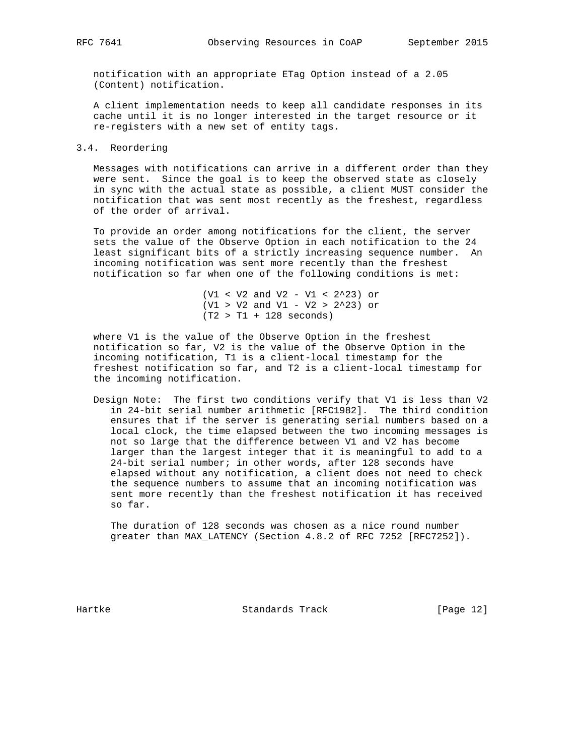notification with an appropriate ETag Option instead of a 2.05 (Content) notification.

A client implementation needs to keep all candidate responses in its cache until it is no longer interested in the target resource or it re-registers with a new set of entity tags.

### 3.4. Reordering

Messages with notifications can arrive in a different order than they were sent. Since the goal is to keep the observed state as closely in sync with the actual state as possible, a client MUST consider the notification that was sent most recently as the freshest, regardless of the order of arrival.

To provide an order among notifications for the client, the server sets the value of the Observe Option in each notification to the 24 least significant bits of a strictly increasing sequence number. An incoming notification was sent more recently than the freshest notification so far when one of the following conditions is met:

$$(V1 < V2 \text{ and } V2 - V1 < 2^{23}) \text{ or}$$
$$(V1 > V2 \text{ and } V1 - V2 > 2^{23}) \text{ or}$$
$$(T2 > T1 + 128 \text{ seconds})$$

where V1 is the value of the Observe Option in the freshest notification so far, V2 is the value of the Observe Option in the incoming notification, T1 is a client-local timestamp for the freshest notification so far, and T2 is a client-local timestamp for the incoming notification.

Design Note: The first two conditions verify that V1 is less than V2 in 24-bit serial number arithmetic [RFC1982]. The third condition ensures that if the server is generating serial numbers based on a local clock, the time elapsed between the two incoming messages is not so large that the difference between V1 and V2 has become larger than the largest integer that it is meaningful to add to a 24-bit serial number; in other words, after 128 seconds have elapsed without any notification, a client does not need to check the sequence numbers to assume that an incoming notification was sent more recently than the freshest notification it has received so far.

The duration of 128 seconds was chosen as a nice round number greater than MAX_LATENCY (Section 4.8.2 of RFC 7252 [RFC7252]).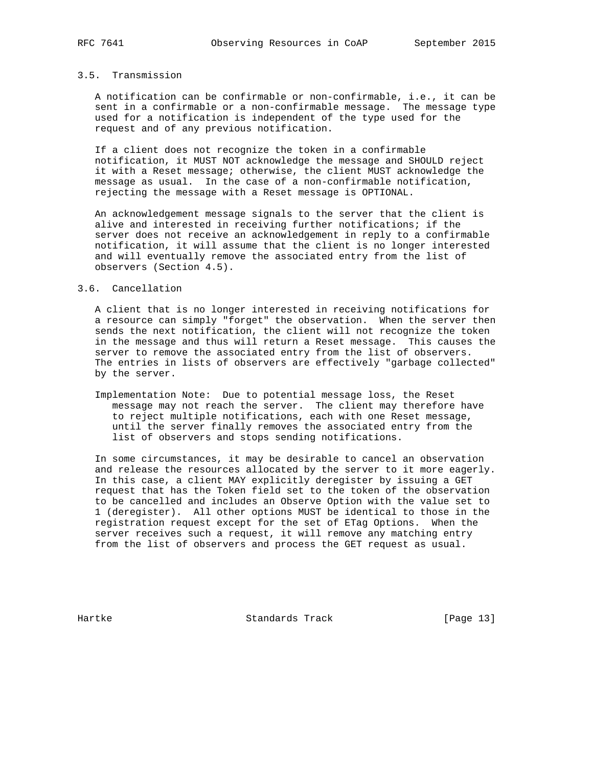### 3.5. Transmission

A notification can be confirmable or non-confirmable, i.e., it can be sent in a confirmable or a non-confirmable message. The message type used for a notification is independent of the type used for the request and of any previous notification.

If a client does not recognize the token in a confirmable notification, it MUST NOT acknowledge the message and SHOULD reject it with a Reset message; otherwise, the client MUST acknowledge the message as usual. In the case of a non-confirmable notification, rejecting the message with a Reset message is OPTIONAL.

An acknowledgement message signals to the server that the client is alive and interested in receiving further notifications; if the server does not receive an acknowledgement in reply to a confirmable notification, it will assume that the client is no longer interested and will eventually remove the associated entry from the list of observers (Section 4.5).

### 3.6. Cancellation

A client that is no longer interested in receiving notifications for a resource can simply "forget" the observation. When the server then sends the next notification, the client will not recognize the token in the message and thus will return a Reset message. This causes the server to remove the associated entry from the list of observers. The entries in lists of observers are effectively "garbage collected" by the server.

Implementation Note: Due to potential message loss, the Reset message may not reach the server. The client may therefore have to reject multiple notifications, each with one Reset message, until the server finally removes the associated entry from the list of observers and stops sending notifications.

In some circumstances, it may be desirable to cancel an observation and release the resources allocated by the server to it more eagerly. In this case, a client MAY explicitly deregister by issuing a GET request that has the Token field set to the token of the observation to be cancelled and includes an Observe Option with the value set to 1 (deregister). All other options MUST be identical to those in the registration request except for the set of ETag Options. When the server receives such a request, it will remove any matching entry from the list of observers and process the GET request as usual.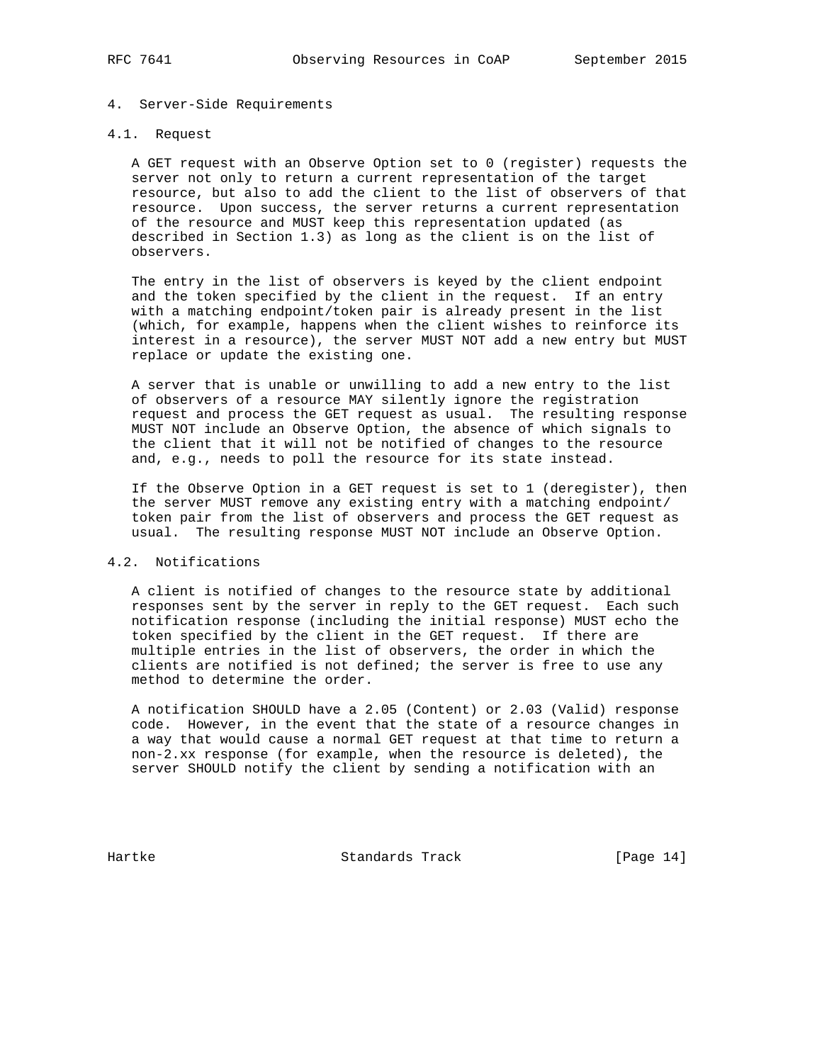## 4. Server-Side Requirements

### 4.1. Request

A GET request with an Observe Option set to 0 (register) requests the server not only to return a current representation of the target resource, but also to add the client to the list of observers of that resource. Upon success, the server returns a current representation of the resource and MUST keep this representation updated (as described in Section 1.3) as long as the client is on the list of observers.

The entry in the list of observers is keyed by the client endpoint and the token specified by the client in the request. If an entry with a matching endpoint/token pair is already present in the list (which, for example, happens when the client wishes to reinforce its interest in a resource), the server MUST NOT add a new entry but MUST replace or update the existing one.

A server that is unable or unwilling to add a new entry to the list of observers of a resource MAY silently ignore the registration request and process the GET request as usual. The resulting response MUST NOT include an Observe Option, the absence of which signals to the client that it will not be notified of changes to the resource and, e.g., needs to poll the resource for its state instead.

If the Observe Option in a GET request is set to 1 (deregister), then the server MUST remove any existing entry with a matching endpoint/token pair from the list of observers and process the GET request as usual. The resulting response MUST NOT include an Observe Option.

### 4.2. Notifications

A client is notified of changes to the resource state by additional responses sent by the server in reply to the GET request. Each such notification response (including the initial response) MUST echo the token specified by the client in the GET request. If there are multiple entries in the list of observers, the order in which the clients are notified is not defined; the server is free to use any method to determine the order.

A notification SHOULD have a 2.05 (Content) or 2.03 (Valid) response code. However, in the event that the state of a resource changes in a way that would cause a normal GET request at that time to return a non-2.xx response (for example, when the resource is deleted), the server SHOULD notify the client by sending a notification with an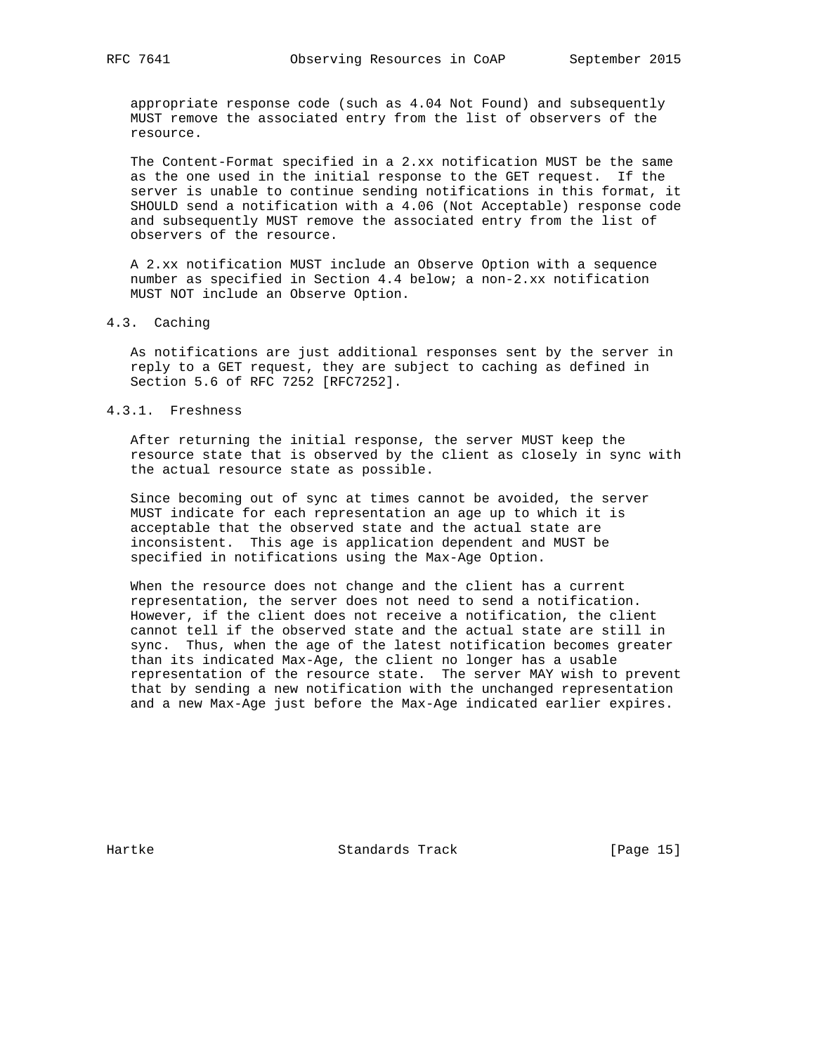appropriate response code (such as 4.04 Not Found) and subsequently MUST remove the associated entry from the list of observers of the resource.

The Content-Format specified in a 2.xx notification MUST be the same as the one used in the initial response to the GET request. If the server is unable to continue sending notifications in this format, it SHOULD send a notification with a 4.06 (Not Acceptable) response code and subsequently MUST remove the associated entry from the list of observers of the resource.

A 2.xx notification MUST include an Observe Option with a sequence number as specified in Section 4.4 below; a non-2.xx notification MUST NOT include an Observe Option.

### 4.3. Caching

As notifications are just additional responses sent by the server in reply to a GET request, they are subject to caching as defined in Section 5.6 of RFC 7252 [RFC7252].

#### 4.3.1. Freshness

After returning the initial response, the server MUST keep the resource state that is observed by the client as closely in sync with the actual resource state as possible.

Since becoming out of sync at times cannot be avoided, the server MUST indicate for each representation an age up to which it is acceptable that the observed state and the actual state are inconsistent. This age is application dependent and MUST be specified in notifications using the Max-Age Option.

When the resource does not change and the client has a current representation, the server does not need to send a notification. However, if the client does not receive a notification, the client cannot tell if the observed state and the actual state are still in sync. Thus, when the age of the latest notification becomes greater than its indicated Max-Age, the client no longer has a usable representation of the resource state. The server MAY wish to prevent that by sending a new notification with the unchanged representation and a new Max-Age just before the Max-Age indicated earlier expires.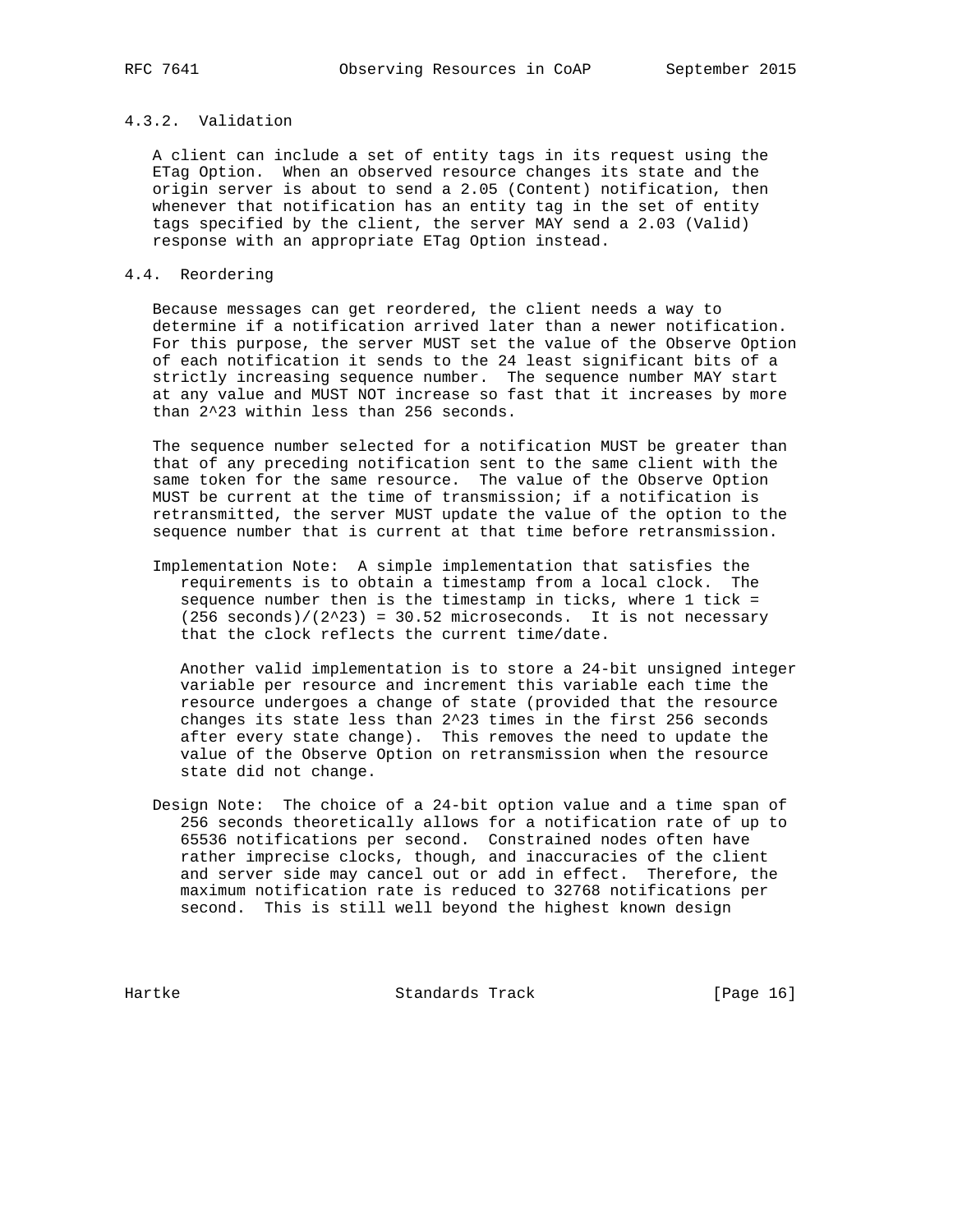### 4.3.2. Validation

A client can include a set of entity tags in its request using the ETag Option. When an observed resource changes its state and the origin server is about to send a 2.05 (Content) notification, then whenever that notification has an entity tag in the set of entity tags specified by the client, the server MAY send a 2.03 (Valid) response with an appropriate ETag Option instead.

## 4.4. Reordering

Because messages can get reordered, the client needs a way to determine if a notification arrived later than a newer notification. For this purpose, the server MUST set the value of the Observe Option of each notification it sends to the 24 least significant bits of a strictly increasing sequence number. The sequence number MAY start at any value and MUST NOT increase so fast that it increases by more than $2^{23}$ within less than 256 seconds.

The sequence number selected for a notification MUST be greater than that of any preceding notification sent to the same client with the same token for the same resource. The value of the Observe Option MUST be current at the time of transmission; if a notification is retransmitted, the server MUST update the value of the option to the sequence number that is current at that time before retransmission.

Implementation Note: A simple implementation that satisfies the requirements is to obtain a timestamp from a local clock. The sequence number then is the timestamp in ticks, where 1 tick = $(256 \text{ seconds})/(2^{23}) = 30.52$ microseconds. It is not necessary that the clock reflects the current time/date.

Another valid implementation is to store a 24-bit unsigned integer variable per resource and increment this variable each time the resource undergoes a change of state (provided that the resource changes its state less than $2^{23}$ times in the first 256 seconds after every state change). This removes the need to update the value of the Observe Option on retransmission when the resource state did not change.

Design Note: The choice of a 24-bit option value and a time span of 256 seconds theoretically allows for a notification rate of up to 65536 notifications per second. Constrained nodes often have rather imprecise clocks, though, and inaccuracies of the client and server side may cancel out or add in effect. Therefore, the maximum notification rate is reduced to 32768 notifications per second. This is still well beyond the highest known design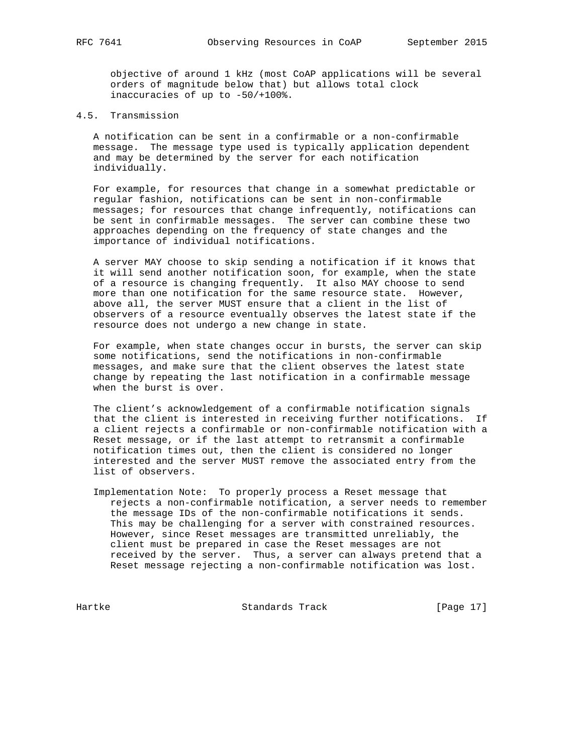objective of around 1 kHz (most CoAP applications will be several orders of magnitude below that) but allows total clock inaccuracies of up to -50/+100%.

### 4.5. Transmission

A notification can be sent in a confirmable or a non-confirmable message. The message type used is typically application dependent and may be determined by the server for each notification individually.

For example, for resources that change in a somewhat predictable or regular fashion, notifications can be sent in non-confirmable messages; for resources that change infrequently, notifications can be sent in confirmable messages. The server can combine these two approaches depending on the frequency of state changes and the importance of individual notifications.

A server MAY choose to skip sending a notification if it knows that it will send another notification soon, for example, when the state of a resource is changing frequently. It also MAY choose to send more than one notification for the same resource state. However, above all, the server MUST ensure that a client in the list of observers of a resource eventually observes the latest state if the resource does not undergo a new change in state.

For example, when state changes occur in bursts, the server can skip some notifications, send the notifications in non-confirmable messages, and make sure that the client observes the latest state change by repeating the last notification in a confirmable message when the burst is over.

The client’s acknowledgement of a confirmable notification signals that the client is interested in receiving further notifications. If a client rejects a confirmable or non-confirmable notification with a Reset message, or if the last attempt to retransmit a confirmable notification times out, then the client is considered no longer interested and the server MUST remove the associated entry from the list of observers.

Implementation Note: To properly process a Reset message that rejects a non-confirmable notification, a server needs to remember the message IDs of the non-confirmable notifications it sends. This may be challenging for a server with constrained resources. However, since Reset messages are transmitted unreliably, the client must be prepared in case the Reset messages are not received by the server. Thus, a server can always pretend that a Reset message rejecting a non-confirmable notification was lost.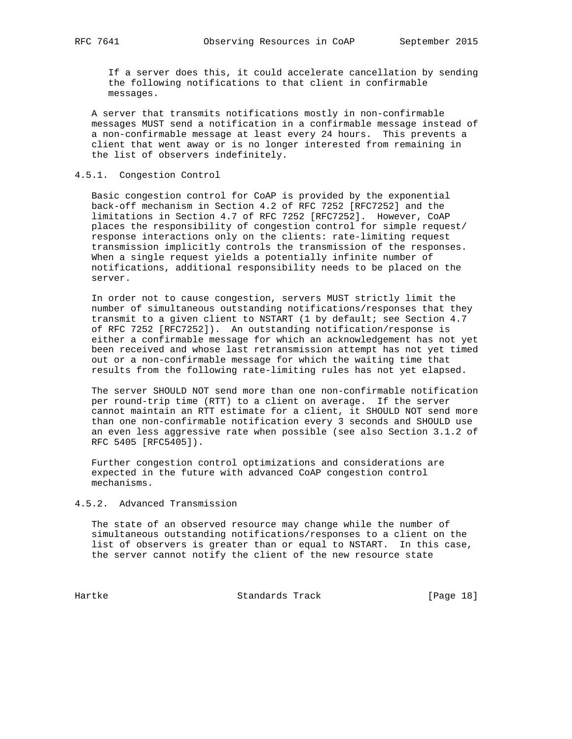If a server does this, it could accelerate cancellation by sending the following notifications to that client in confirmable messages.

A server that transmits notifications mostly in non-confirmable messages MUST send a notification in a confirmable message instead of a non-confirmable message at least every 24 hours. This prevents a client that went away or is no longer interested from remaining in the list of observers indefinitely.

### 4.5.1. Congestion Control

Basic congestion control for CoAP is provided by the exponential back-off mechanism in Section 4.2 of RFC 7252 [RFC7252] and the limitations in Section 4.7 of RFC 7252 [RFC7252]. However, CoAP places the responsibility of congestion control for simple request/response interactions only on the clients: rate-limiting request transmission implicitly controls the transmission of the responses. When a single request yields a potentially infinite number of notifications, additional responsibility needs to be placed on the server.

In order not to cause congestion, servers MUST strictly limit the number of simultaneous outstanding notifications/responses that they transmit to a given client to NSTART (1 by default; see Section 4.7 of RFC 7252 [RFC7252]). An outstanding notification/response is either a confirmable message for which an acknowledgement has not yet been received and whose last retransmission attempt has not yet timed out or a non-confirmable message for which the waiting time that results from the following rate-limiting rules has not yet elapsed.

The server SHOULD NOT send more than one non-confirmable notification per round-trip time (RTT) to a client on average. If the server cannot maintain an RTT estimate for a client, it SHOULD NOT send more than one non-confirmable notification every 3 seconds and SHOULD use an even less aggressive rate when possible (see also Section 3.1.2 of RFC 5405 [RFC5405]).

Further congestion control optimizations and considerations are expected in the future with advanced CoAP congestion control mechanisms.

### 4.5.2. Advanced Transmission

The state of an observed resource may change while the number of simultaneous outstanding notifications/responses to a client on the list of observers is greater than or equal to NSTART. In this case, the server cannot notify the client of the new resource state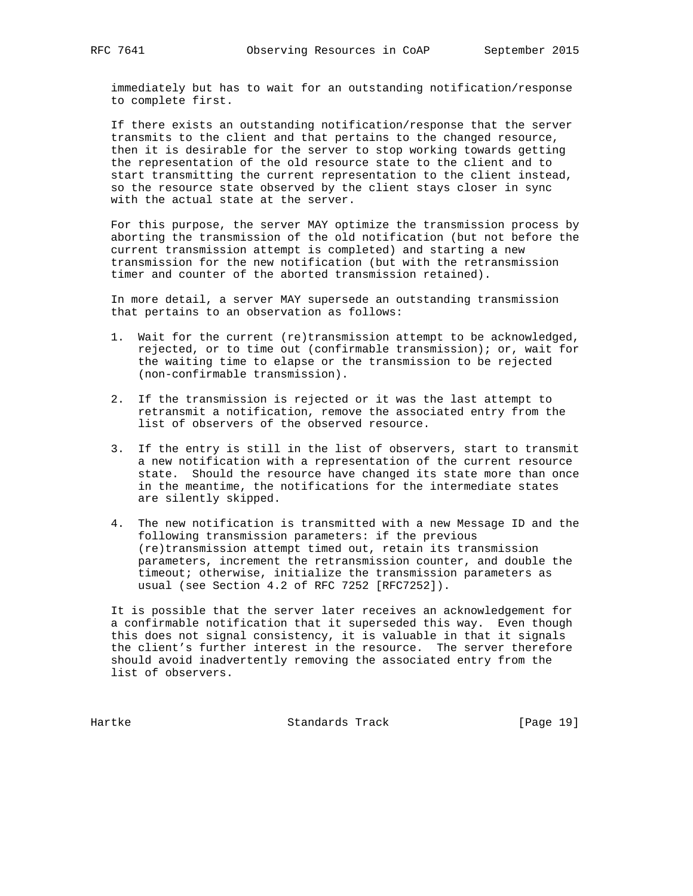immediately but has to wait for an outstanding notification/response to complete first.

If there exists an outstanding notification/response that the server transmits to the client and that pertains to the changed resource, then it is desirable for the server to stop working towards getting the representation of the old resource state to the client and to start transmitting the current representation to the client instead, so the resource state observed by the client stays closer in sync with the actual state at the server.

For this purpose, the server MAY optimize the transmission process by aborting the transmission of the old notification (but not before the current transmission attempt is completed) and starting a new transmission for the new notification (but with the retransmission timer and counter of the aborted transmission retained).

In more detail, a server MAY supersede an outstanding transmission that pertains to an observation as follows:

1. Wait for the current (re)transmission attempt to be acknowledged, rejected, or to time out (confirmable transmission); or, wait for the waiting time to elapse or the transmission to be rejected (non-confirmable transmission).

2. If the transmission is rejected or it was the last attempt to retransmit a notification, remove the associated entry from the list of observers of the observed resource.

3. If the entry is still in the list of observers, start to transmit a new notification with a representation of the current resource state. Should the resource have changed its state more than once in the meantime, the notifications for the intermediate states are silently skipped.

4. The new notification is transmitted with a new Message ID and the following transmission parameters: if the previous (re)transmission attempt timed out, retain its transmission parameters, increment the retransmission counter, and double the timeout; otherwise, initialize the transmission parameters as usual (see Section 4.2 of RFC 7252 [RFC7252]).

It is possible that the server later receives an acknowledgement for a confirmable notification that it superseded this way. Even though this does not signal consistency, it is valuable in that it signals the client's further interest in the resource. The server therefore should avoid inadvertently removing the associated entry from the list of observers.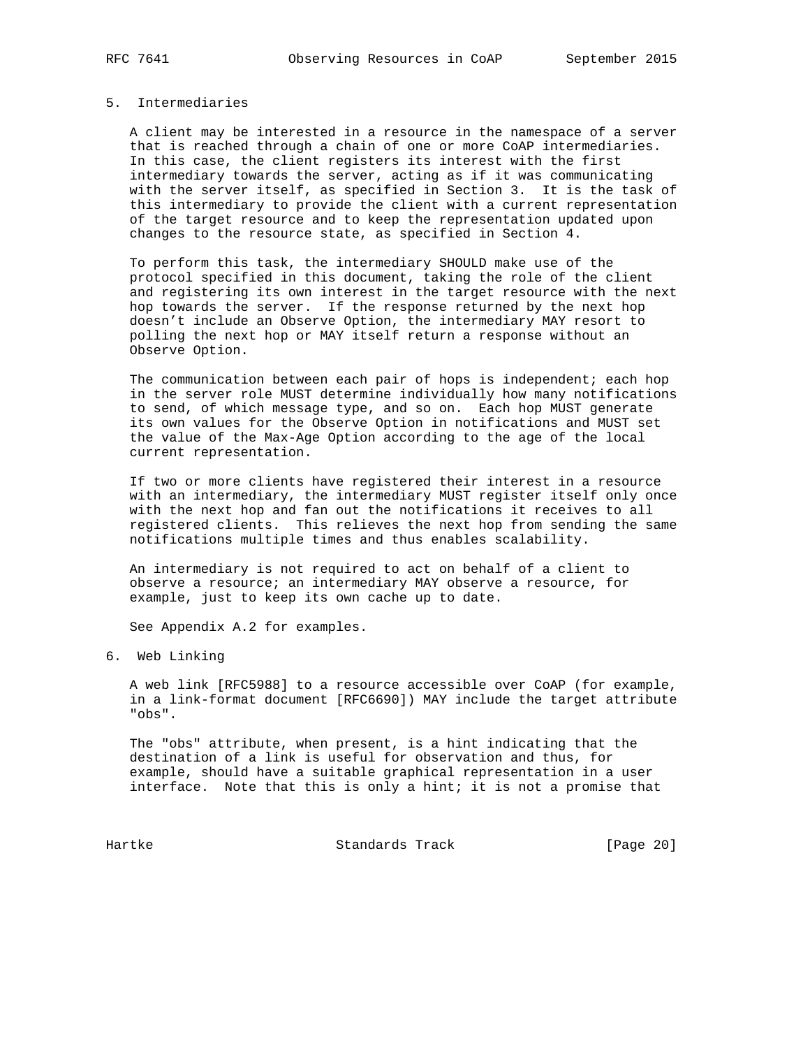## 5. Intermediaries

A client may be interested in a resource in the namespace of a server that is reached through a chain of one or more CoAP intermediaries. In this case, the client registers its interest with the first intermediary towards the server, acting as if it was communicating with the server itself, as specified in Section 3. It is the task of this intermediary to provide the client with a current representation of the target resource and to keep the representation updated upon changes to the resource state, as specified in Section 4.

To perform this task, the intermediary SHOULD make use of the protocol specified in this document, taking the role of the client and registering its own interest in the target resource with the next hop towards the server. If the response returned by the next hop doesn't include an Observe Option, the intermediary MAY resort to polling the next hop or MAY itself return a response without an Observe Option.

The communication between each pair of hops is independent; each hop in the server role MUST determine individually how many notifications to send, of which message type, and so on. Each hop MUST generate its own values for the Observe Option in notifications and MUST set the value of the Max-Age Option according to the age of the local current representation.

If two or more clients have registered their interest in a resource with an intermediary, the intermediary MUST register itself only once with the next hop and fan out the notifications it receives to all registered clients. This relieves the next hop from sending the same notifications multiple times and thus enables scalability.

An intermediary is not required to act on behalf of a client to observe a resource; an intermediary MAY observe a resource, for example, just to keep its own cache up to date.

See Appendix A.2 for examples.

## 6. Web Linking

A web link [RFC5988] to a resource accessible over CoAP (for example, in a link-format document [RFC6690]) MAY include the target attribute "obs".

The "obs" attribute, when present, is a hint indicating that the destination of a link is useful for observation and thus, for example, should have a suitable graphical representation in a user interface. Note that this is only a hint; it is not a promise that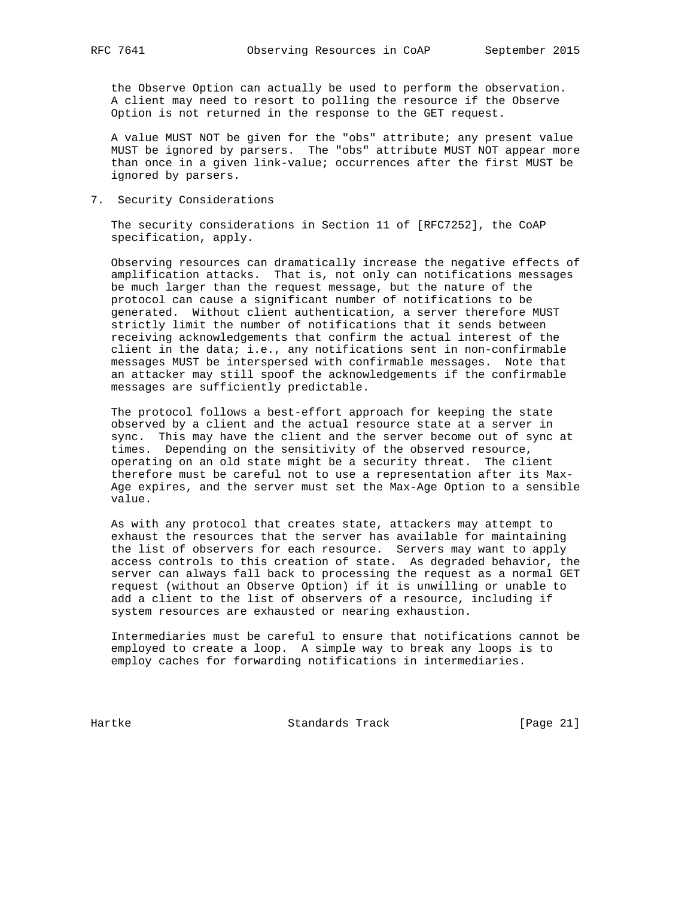the Observe Option can actually be used to perform the observation. A client may need to resort to polling the resource if the Observe Option is not returned in the response to the GET request.

A value MUST NOT be given for the "obs" attribute; any present value MUST be ignored by parsers. The "obs" attribute MUST NOT appear more than once in a given link-value; occurrences after the first MUST be ignored by parsers.

## 7. Security Considerations

The security considerations in Section 11 of [RFC7252], the CoAP specification, apply.

Observing resources can dramatically increase the negative effects of amplification attacks. That is, not only can notifications messages be much larger than the request message, but the nature of the protocol can cause a significant number of notifications to be generated. Without client authentication, a server therefore MUST strictly limit the number of notifications that it sends between receiving acknowledgements that confirm the actual interest of the client in the data; i.e., any notifications sent in non-confirmable messages MUST be interspersed with confirmable messages. Note that an attacker may still spoof the acknowledgements if the confirmable messages are sufficiently predictable.

The protocol follows a best-effort approach for keeping the state observed by a client and the actual resource state at a server in sync. This may have the client and the server become out of sync at times. Depending on the sensitivity of the observed resource, operating on an old state might be a security threat. The client therefore must be careful not to use a representation after its Max-Age expires, and the server must set the Max-Age Option to a sensible value.

As with any protocol that creates state, attackers may attempt to exhaust the resources that the server has available for maintaining the list of observers for each resource. Servers may want to apply access controls to this creation of state. As degraded behavior, the server can always fall back to processing the request as a normal GET request (without an Observe Option) if it is unwilling or unable to add a client to the list of observers of a resource, including if system resources are exhausted or nearing exhaustion.

Intermediaries must be careful to ensure that notifications cannot be employed to create a loop. A simple way to break any loops is to employ caches for forwarding notifications in intermediaries.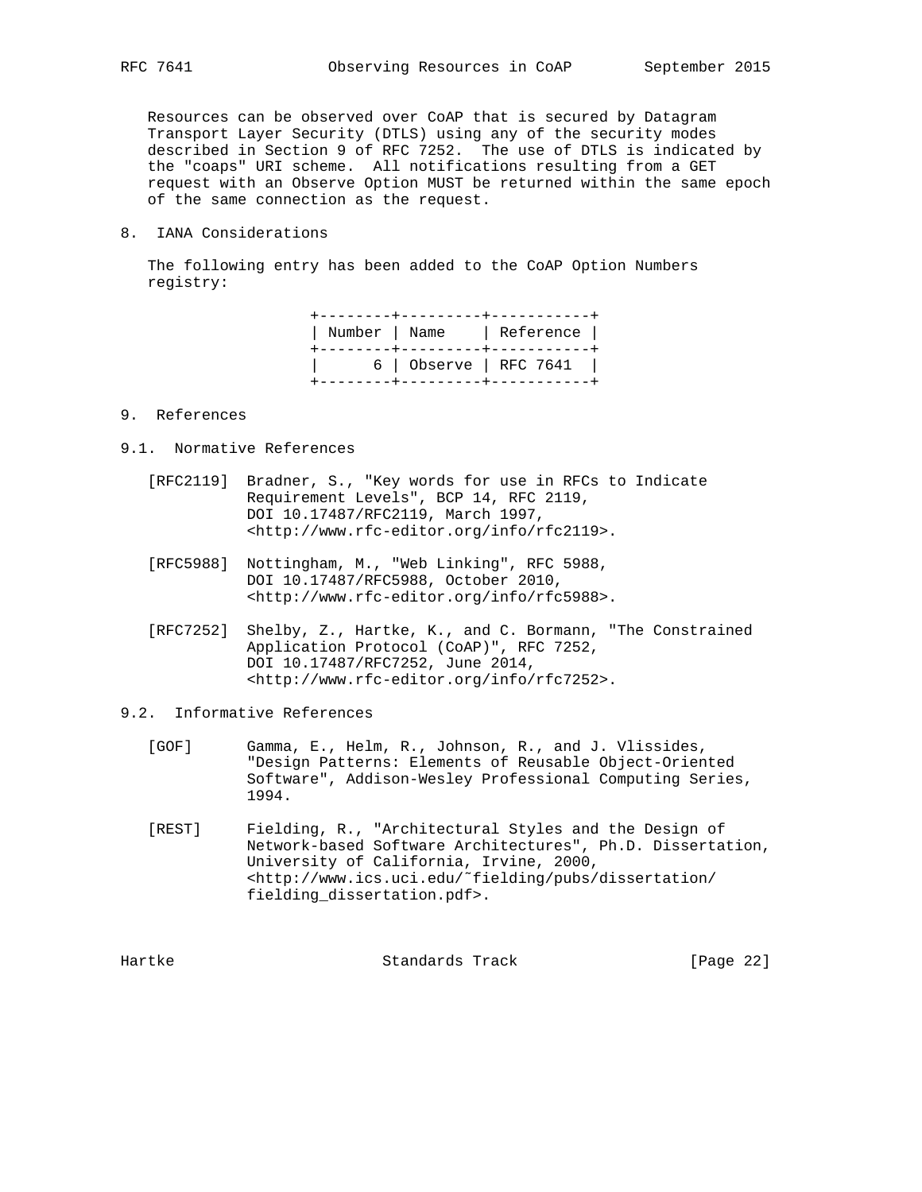Resources can be observed over CoAP that is secured by Datagram Transport Layer Security (DTLS) using any of the security modes described in Section 9 of RFC 7252. The use of DTLS is indicated by the "coaps" URI scheme. All notifications resulting from a GET request with an Observe Option MUST be returned within the same epoch of the same connection as the request.

## 8. IANA Considerations

The following entry has been added to the CoAP Option Numbers registry:

| Number | Name | Reference |
|---|---|---|
| 6 | Observe | RFC 7641 |

## 9. References

### 9.1. Normative References

[RFC2119] Bradner, S., "Key words for use in RFCs to Indicate Requirement Levels", BCP 14, RFC 2119, DOI 10.17487/RFC2119, March 1997, <http://www.rfc-editor.org/info/rfc2119>.

[RFC5988] Nottingham, M., "Web Linking", RFC 5988, DOI 10.17487/RFC5988, October 2010, <http://www.rfc-editor.org/info/rfc5988>.

[RFC7252] Shelby, Z., Hartke, K., and C. Bormann, "The Constrained Application Protocol (CoAP)", RFC 7252, DOI 10.17487/RFC7252, June 2014, <http://www.rfc-editor.org/info/rfc7252>.

### 9.2. Informative References

[GOF] Gamma, E., Helm, R., Johnson, R., and J. Vlissides, "Design Patterns: Elements of Reusable Object-Oriented Software", Addison-Wesley Professional Computing Series, 1994.

[REST] Fielding, R., "Architectural Styles and the Design of Network-based Software Architectures", Ph.D. Dissertation, University of California, Irvine, 2000, <http://www.ics.uci.edu/~fielding/pubs/dissertation/fielding_dissertation.pdf>.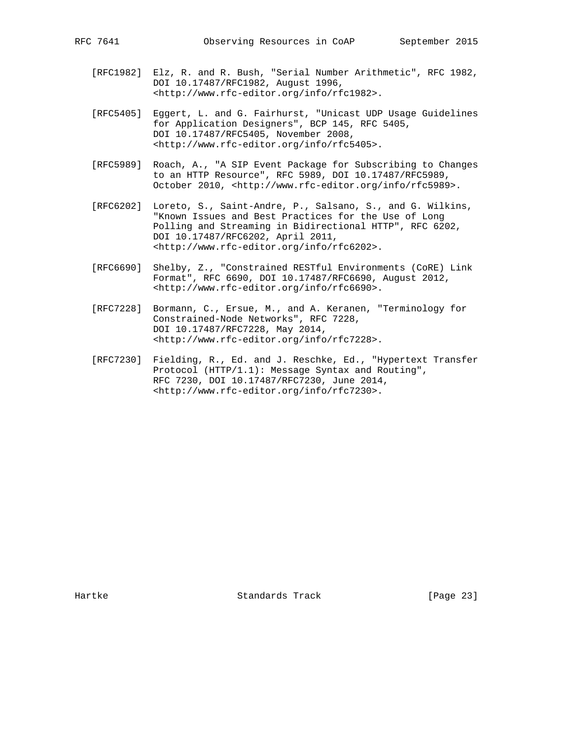[RFC1982] Elz, R. and R. Bush, "Serial Number Arithmetic", RFC 1982, DOI 10.17487/RFC1982, August 1996, <http://www.rfc-editor.org/info/rfc1982>.

[RFC5405] Eggert, L. and G. Fairhurst, "Unicast UDP Usage Guidelines for Application Designers", BCP 145, RFC 5405, DOI 10.17487/RFC5405, November 2008, <http://www.rfc-editor.org/info/rfc5405>.

[RFC5989] Roach, A., "A SIP Event Package for Subscribing to Changes to an HTTP Resource", RFC 5989, DOI 10.17487/RFC5989, October 2010, <http://www.rfc-editor.org/info/rfc5989>.

[RFC6202] Loreto, S., Saint-Andre, P., Salsano, S., and G. Wilkins, "Known Issues and Best Practices for the Use of Long Polling and Streaming in Bidirectional HTTP", RFC 6202, DOI 10.17487/RFC6202, April 2011, <http://www.rfc-editor.org/info/rfc6202>.

[RFC6690] Shelby, Z., "Constrained RESTful Environments (CoRE) Link Format", RFC 6690, DOI 10.17487/RFC6690, August 2012, <http://www.rfc-editor.org/info/rfc6690>.

[RFC7228] Bormann, C., Ersue, M., and A. Keranen, "Terminology for Constrained-Node Networks", RFC 7228, DOI 10.17487/RFC7228, May 2014, <http://www.rfc-editor.org/info/rfc7228>.

[RFC7230] Fielding, R., Ed. and J. Reschke, Ed., "Hypertext Transfer Protocol (HTTP/1.1): Message Syntax and Routing", RFC 7230, DOI 10.17487/RFC7230, June 2014, <http://www.rfc-editor.org/info/rfc7230>.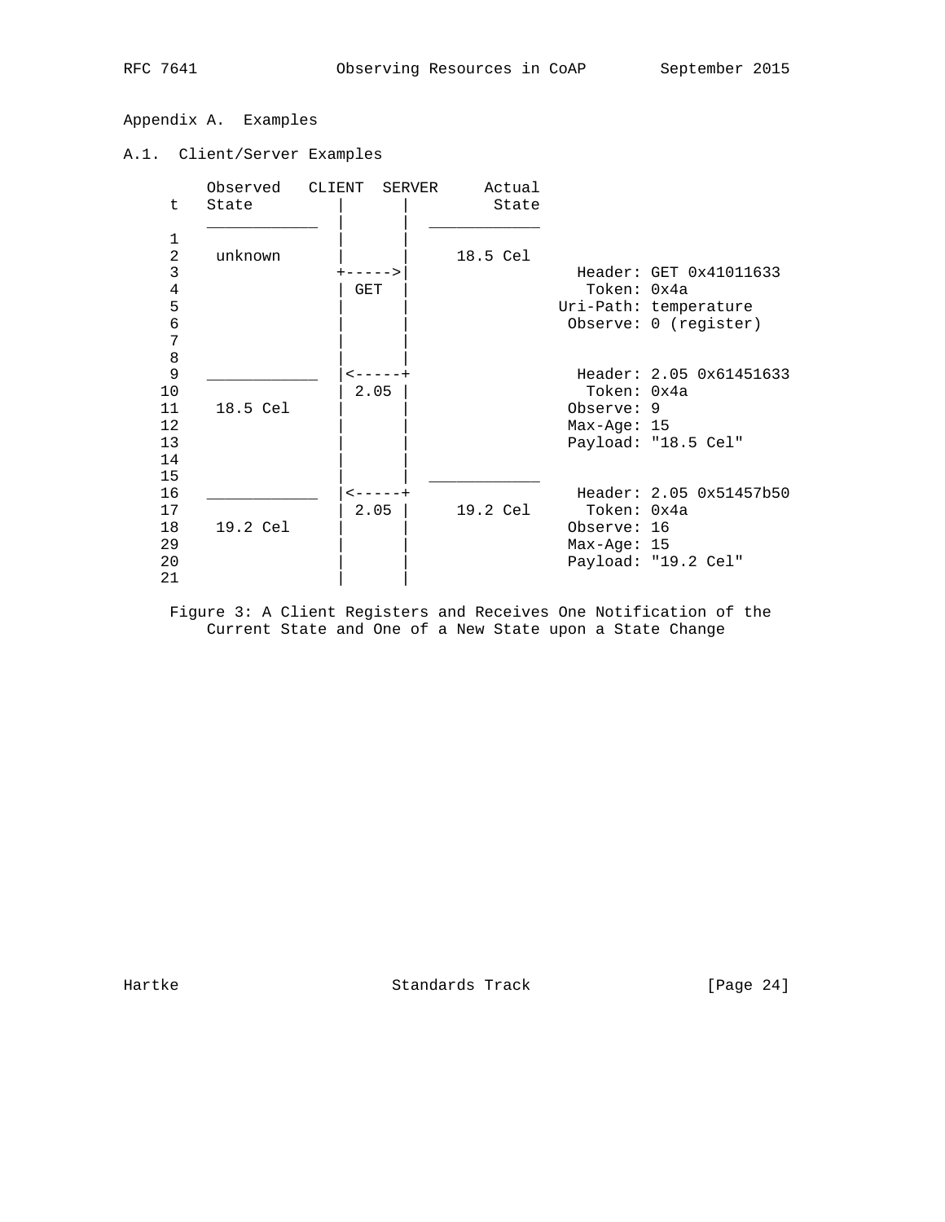## Appendix A. Examples

### A.1. Client/Server Examples

```
     Observed   CLIENT  SERVER     Actual
 t   State         |       |         State
     ____________  |       |  ____________
 1                 |       |
 2    unknown      |       |    18.5 Cel
 3                 +----->|                Header: GET 0x41011633
 4                 | GET   |                  Token: 0x4a
 5                 |       |               Uri-Path: temperature
 6                 |       |                Observe: 0 (register)
 7                 |       |
 8                 |       |
 9   ____________  |<-----+                Header: 2.05 0x61451633
10                 | 2.05 |                  Token: 0x4a
11    18.5 Cel     |       |               Observe: 9
12                 |       |               Max-Age: 15
13                 |       |               Payload: "18.5 Cel"
14                 |       |
15                 |       |  ____________
16   ____________  |<-----+                Header: 2.05 0x51457b50
17                 | 2.05 |     19.2 Cel     Token: 0x4a
18    19.2 Cel     |       |               Observe: 16
29                 |       |               Max-Age: 15
20                 |       |               Payload: "19.2 Cel"
21                 |       |
```

Figure 3: A Client Registers and Receives One Notification of the Current State and One of a New State upon a State Change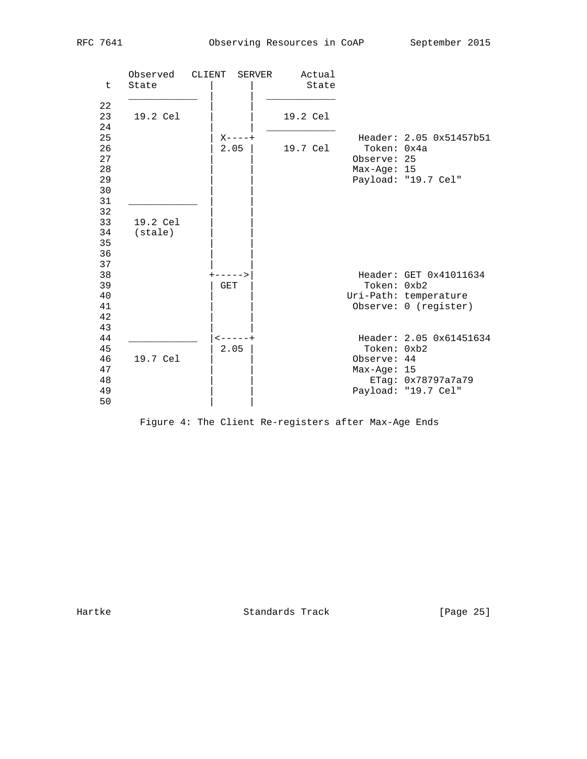```
       Observed   CLIENT  SERVER     Actual
     t   State         |       |         State
         ____________  |       |  ____________
    22                 |       |
    23    19.2 Cel     |       |    19.2 Cel
    24                 |       |  ____________
    25                 | X----+                Header: 2.05 0x51457b51
    26                 | 2.05 |    19.7 Cel      Token: 0x4a
    27                 |       |               Observe: 25
    28                 |       |               Max-Age: 15
    29                 |       |               Payload: "19.7 Cel"
    30                 |       |
    31   ____________  |       |
    32                 |       |
    33    19.2 Cel     |       |
    34    (stale)      |       |
    35                 |       |
    36                 |       |
    37                 |       |
    38                 +----->|                Header: GET 0x41011634
    39                 | GET  |                  Token: 0xb2
    40                 |       |              Uri-Path: temperature
    41                 |       |               Observe: 0 (register)
    42                 |       |
    43                 |       |
    44   ____________  |<-----+                Header: 2.05 0x61451634
    45                 | 2.05 |                  Token: 0xb2
    46    19.7 Cel     |       |               Observe: 44
    47                 |       |               Max-Age: 15
    48                 |       |                  ETag: 0x78797a7a79
    49                 |       |               Payload: "19.7 Cel"
    50                 |       |
```

Figure 4: The Client Re-registers after Max-Age Ends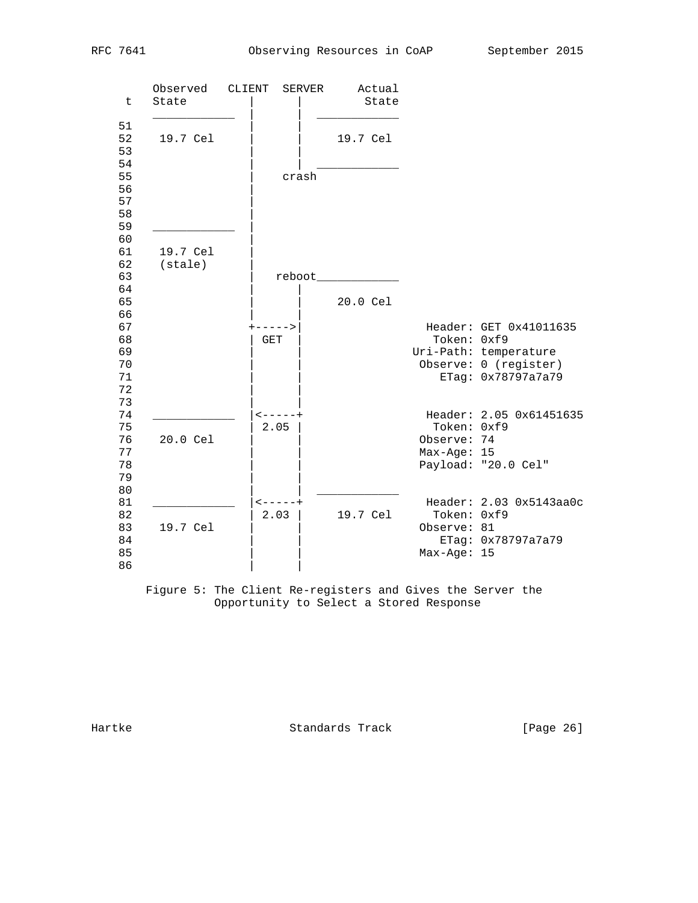```
       Observed   CLIENT  SERVER     Actual
 t     State         |       |         State
       ____________  |       |  ____________
51                   |       |
52      19.7 Cel     |       |    19.7 Cel
53                   |       |
54                   |       |  ____________
55                   |     crash
56                   |
57                   |
58                   |
59     ____________  |
60                   |
61      19.7 Cel     |
62      (stale)      |
63                   |    reboot____________
64                   |       |
65                   |       |    20.0 Cel
66                   |       |
67                   +----->|                   Header: GET 0x41011635
68                   | GET   |                    Token: 0xf9
69                   |       |                 Uri-Path: temperature
70                   |       |                  Observe: 0 (register)
71                   |       |                     ETag: 0x78797a7a79
72                   |       |
73                   |       |
74     ____________  |<-----+                   Header: 2.05 0x61451635
75                   | 2.05  |                    Token: 0xf9
76      20.0 Cel     |       |                  Observe: 74
77                   |       |                  Max-Age: 15
78                   |       |                  Payload: "20.0 Cel"
79                   |       |
80                   |       |  ____________
81     ____________  |<-----+                   Header: 2.03 0x5143aa0c
82                   | 2.03  |    19.7 Cel        Token: 0xf9
83      19.7 Cel     |       |                  Observe: 81
84                   |       |                     ETag: 0x78797a7a79
85                   |       |                  Max-Age: 15
86                   |       |
```

Figure 5: The Client Re-registers and Gives the Server the Opportunity to Select a Stored Response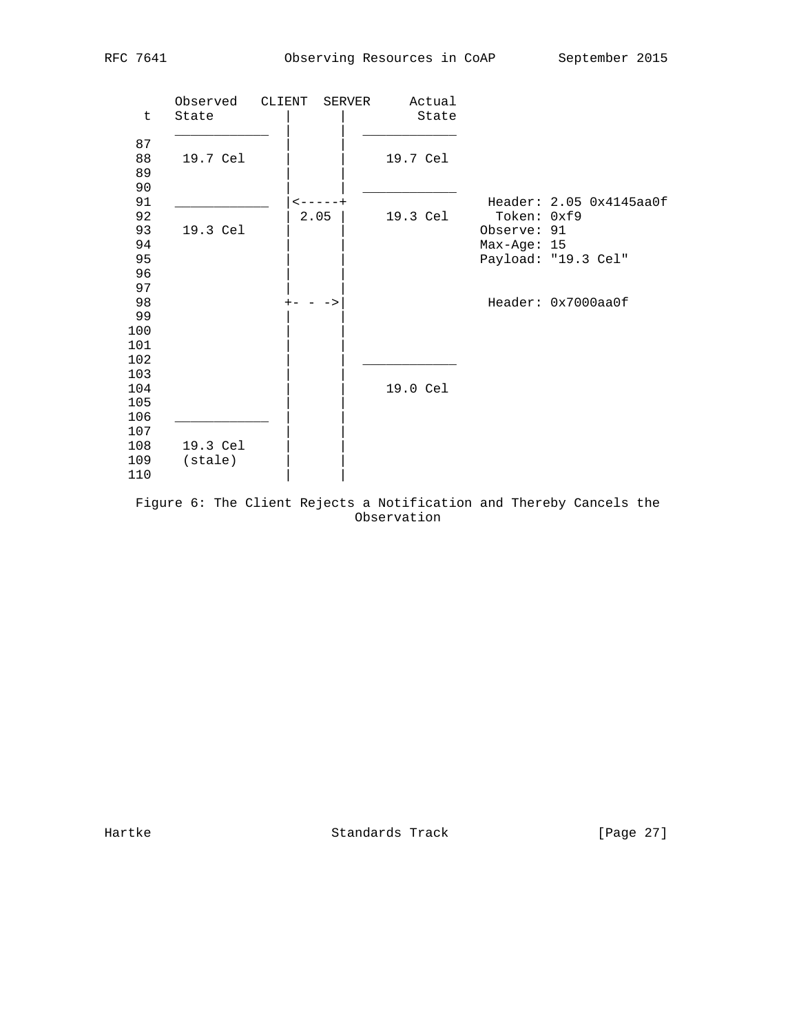```
      Observed   CLIENT  SERVER     Actual
  t   State         |      |         State
      ____________  |      |  ____________
 87                 |      |
 88    19.7 Cel     |      |    19.7 Cel
 89                 |      |
 90                 |      |  ____________
 91   ____________  |<-----+                Header: 2.05 0x4145aa0f
 92                 | 2.05 |    19.3 Cel      Token: 0xf9
 93    19.3 Cel     |      |              Observe: 91
 94                 |      |              Max-Age: 15
 95                 |      |              Payload: "19.3 Cel"
 96                 |      |
 97                 |      |
 98                 +- - ->|                Header: 0x7000aa0f
 99                 |      |
100                 |      |
101                 |      |
102                 |      |  ____________
103                 |      |
104                 |      |    19.0 Cel
105                 |      |
106   ____________  |      |
107                 |      |
108    19.3 Cel     |      |
109    (stale)      |      |
110                 |      |
```

Figure 6: The Client Rejects a Notification and Thereby Cancels the Observation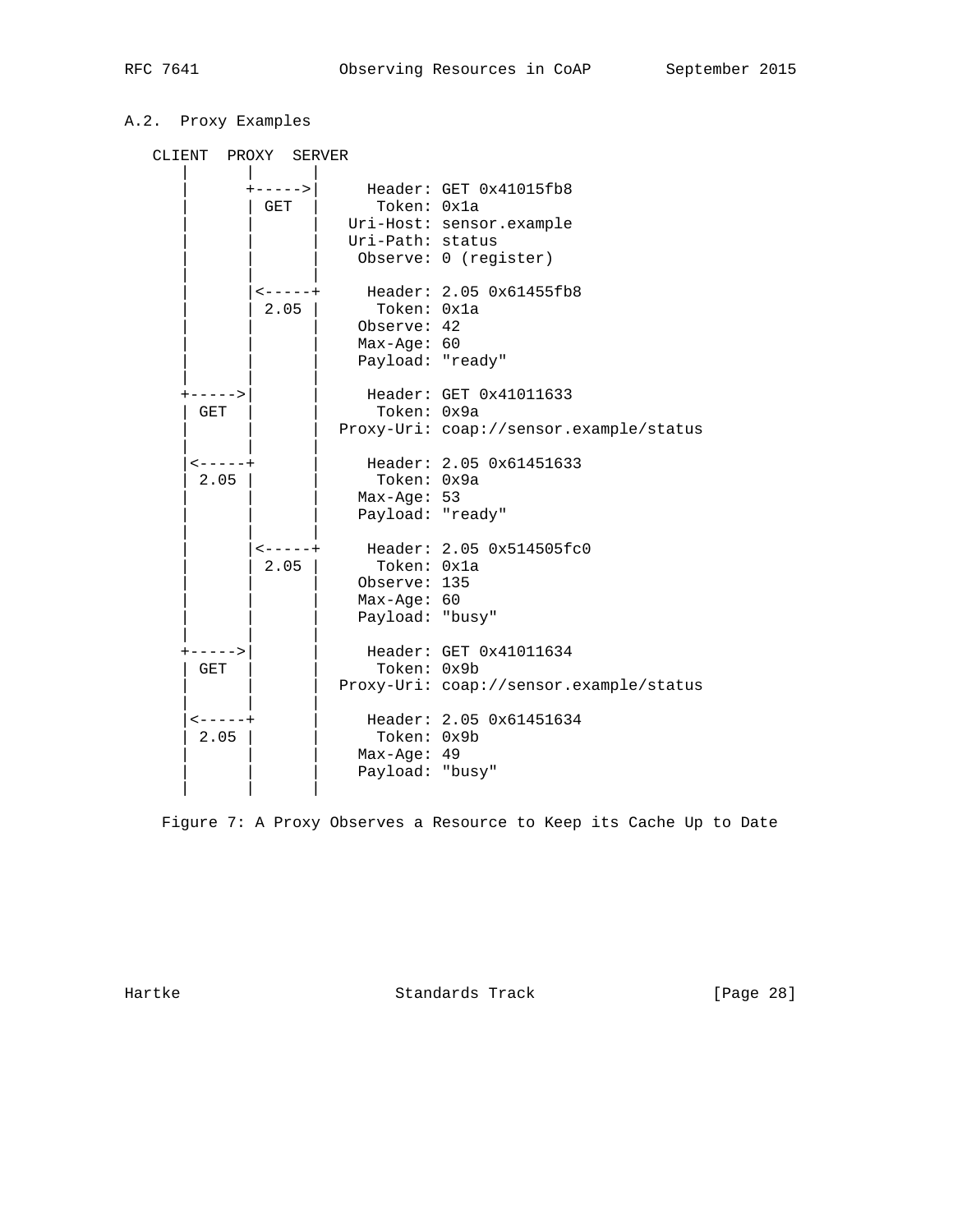## A.2. Proxy Examples

```
   CLIENT  PROXY  SERVER
     |       |       |
     |       +------>|     Header: GET 0x41015fb8
     |       | GET   |      Token: 0x1a
     |       |       |   Uri-Host: sensor.example
     |       |       |   Uri-Path: status
     |       |       |    Observe: 0 (register)
     |       |       |
     |       |<------+     Header: 2.05 0x61455fb8
     |       | 2.05  |      Token: 0x1a
     |       |       |    Observe: 42
     |       |       |    Max-Age: 60
     |       |       |    Payload: "ready"
     |       |       |
     +------>|       |     Header: GET 0x41011633
     | GET   |       |      Token: 0x9a
     |       |       |  Proxy-Uri: coap://sensor.example/status
     |       |       |
     |<------+       |     Header: 2.05 0x61451633
     | 2.05  |       |      Token: 0x9a
     |       |       |    Max-Age: 53
     |       |       |    Payload: "ready"
     |       |       |
     |       |<------+     Header: 2.05 0x514505fc0
     |       | 2.05  |      Token: 0x1a
     |       |       |    Observe: 135
     |       |       |    Max-Age: 60
     |       |       |    Payload: "busy"
     |       |       |
     +------>|       |     Header: GET 0x41011634
     | GET   |       |      Token: 0x9b
     |       |       |  Proxy-Uri: coap://sensor.example/status
     |       |       |
     |<------+       |     Header: 2.05 0x61451634
     | 2.05  |       |      Token: 0x9b
     |       |       |    Max-Age: 49
     |       |       |    Payload: "busy"
     |       |       |
```

Figure 7: A Proxy Observes a Resource to Keep its Cache Up to Date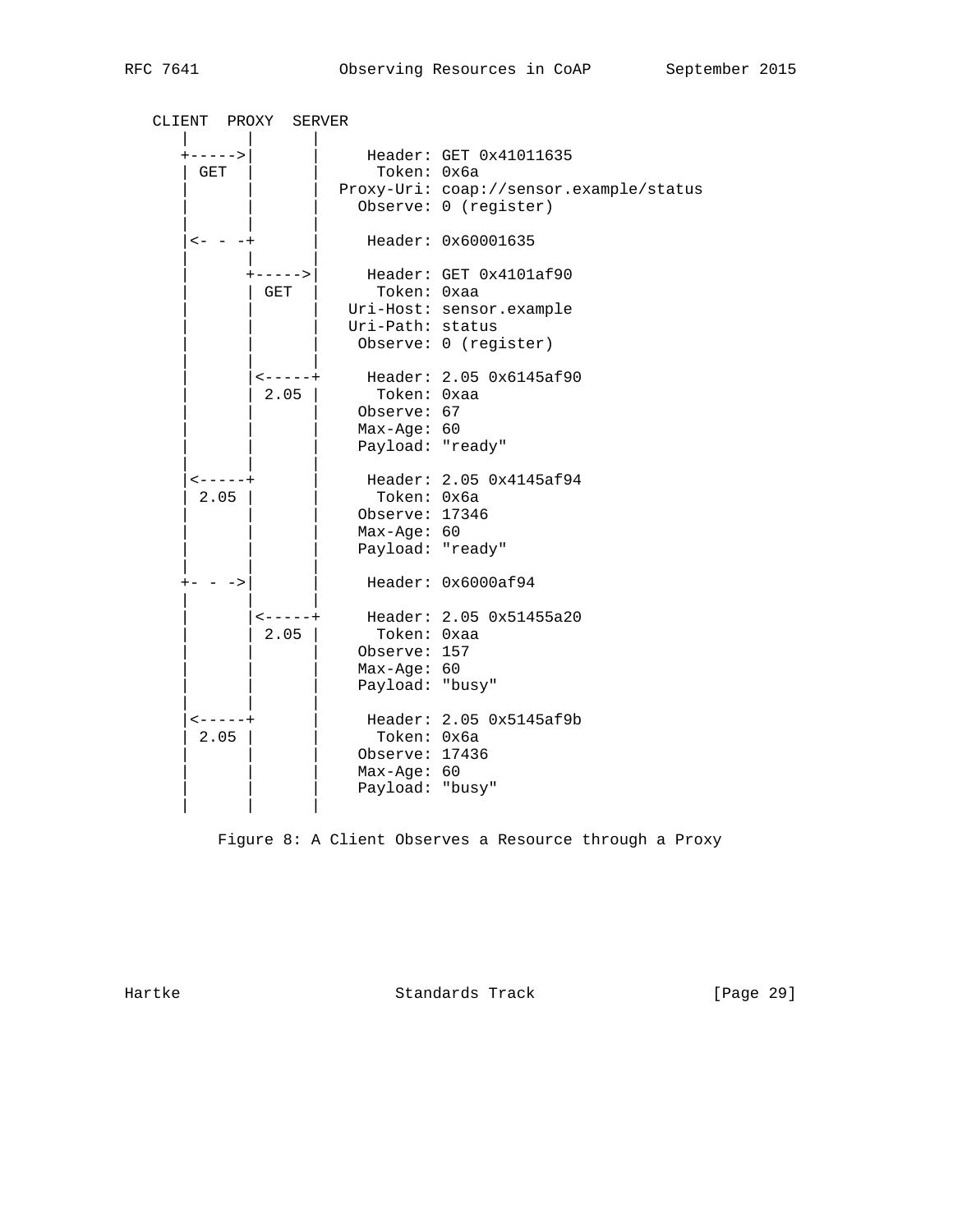```
   CLIENT  PROXY  SERVER
     |       |       |
     +------>|       |     Header: GET 0x41011635
     | GET   |       |      Token: 0x6a
     |       |       |  Proxy-Uri: coap://sensor.example/status
     |       |       |    Observe: 0 (register)
     |       |       |
     |<- - -+        |     Header: 0x60001635
     |       |       |
     |       +------>|     Header: GET 0x4101af90
     |       | GET   |      Token: 0xaa
     |       |       |   Uri-Host: sensor.example
     |       |       |   Uri-Path: status
     |       |       |    Observe: 0 (register)
     |       |       |
     |       |<------+     Header: 2.05 0x6145af90
     |       | 2.05  |      Token: 0xaa
     |       |       |    Observe: 67
     |       |       |    Max-Age: 60
     |       |       |    Payload: "ready"
     |       |       |
     |<------+       |     Header: 2.05 0x4145af94
     | 2.05  |       |      Token: 0x6a
     |       |       |    Observe: 17346
     |       |       |    Max-Age: 60
     |       |       |    Payload: "ready"
     |       |       |
     +- - ->|        |     Header: 0x6000af94
     |       |       |
     |       |<------+     Header: 2.05 0x51455a20
     |       | 2.05  |      Token: 0xaa
     |       |       |    Observe: 157
     |       |       |    Max-Age: 60
     |       |       |    Payload: "busy"
     |       |       |
     |<------+       |     Header: 2.05 0x5145af9b
     | 2.05  |       |      Token: 0x6a
     |       |       |    Observe: 17436
     |       |       |    Max-Age: 60
     |       |       |    Payload: "busy"
     |       |       |
```

Figure 8: A Client Observes a Resource through a Proxy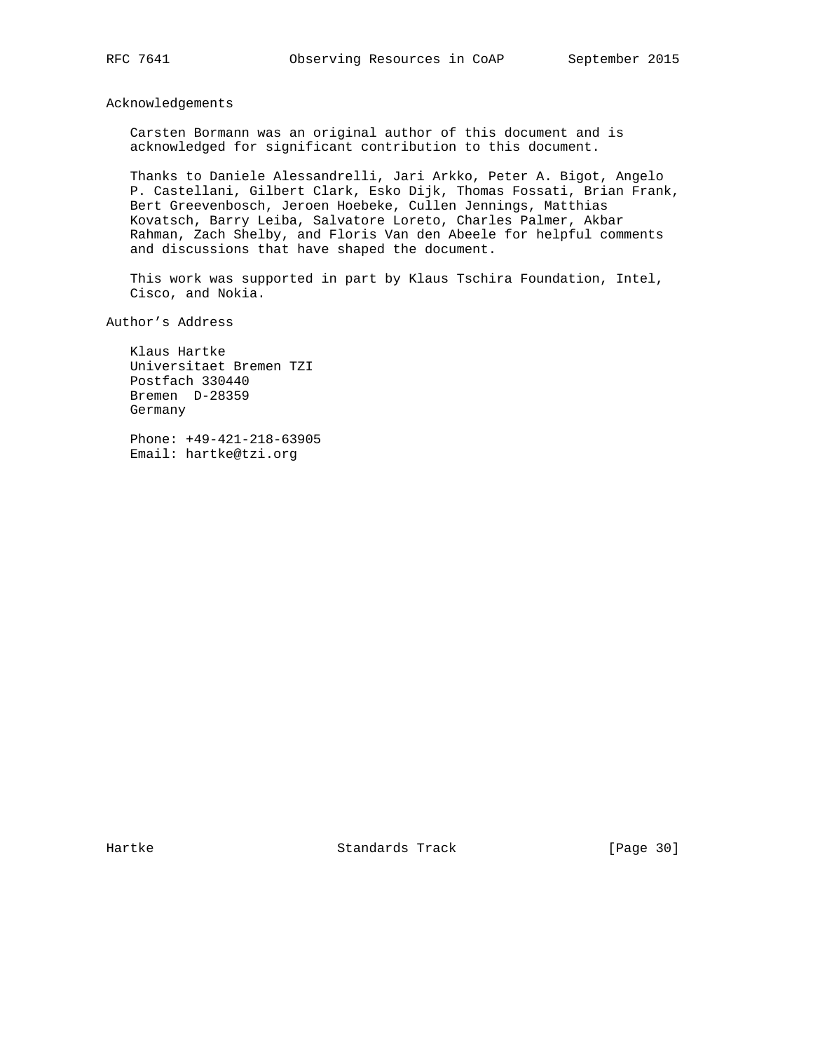## Acknowledgements

Carsten Bormann was an original author of this document and is acknowledged for significant contribution to this document.

Thanks to Daniele Alessandrelli, Jari Arkko, Peter A. Bigot, Angelo P. Castellani, Gilbert Clark, Esko Dijk, Thomas Fossati, Brian Frank, Bert Greevenbosch, Jeroen Hoebeke, Cullen Jennings, Matthias Kovatsch, Barry Leiba, Salvatore Loreto, Charles Palmer, Akbar Rahman, Zach Shelby, and Floris Van den Abeele for helpful comments and discussions that have shaped the document.

This work was supported in part by Klaus Tschira Foundation, Intel, Cisco, and Nokia.

## Author's Address

Klaus Hartke
Universitaet Bremen TZI
Postfach 330440
Bremen D-28359
Germany

Phone: +49-421-218-63905
Email: hartke@tzi.org